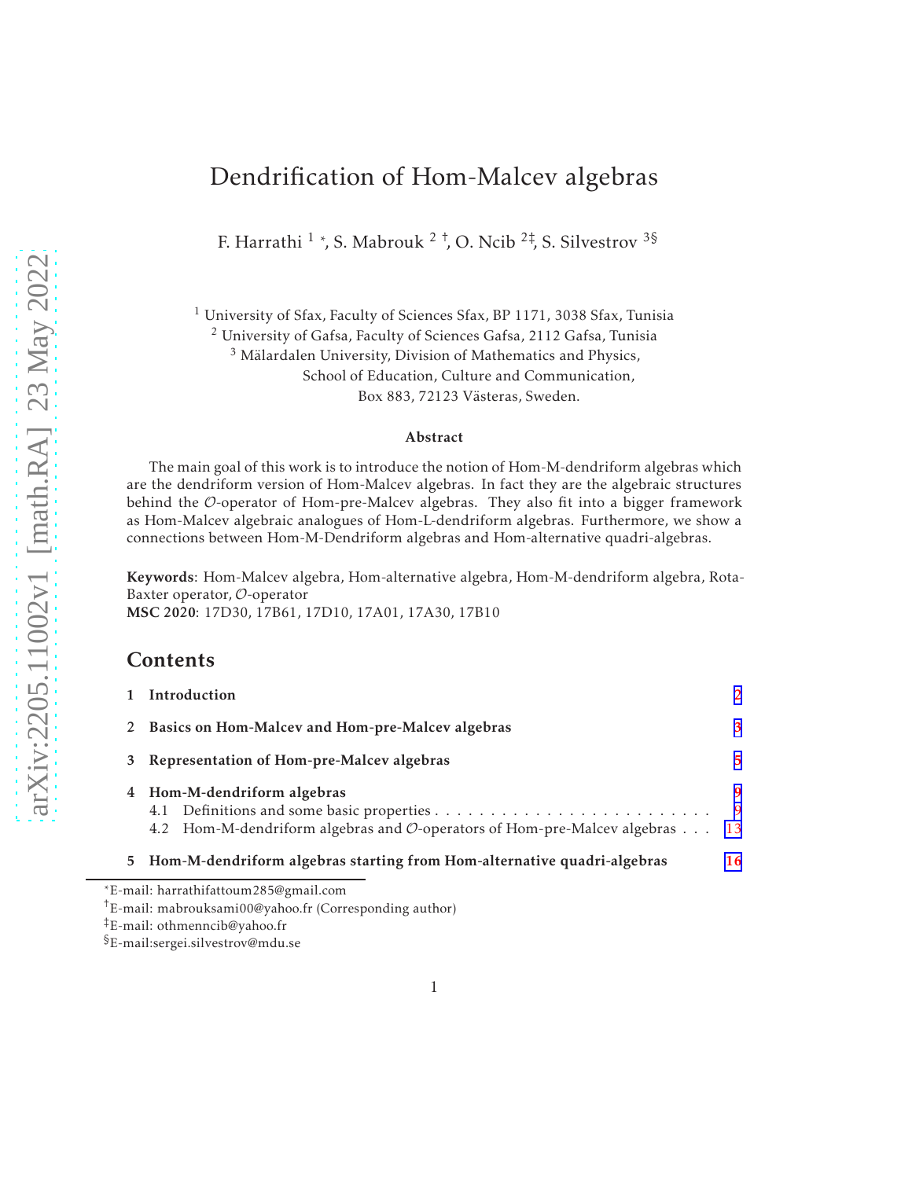# Dendrification of Hom-Malcev algebras

F. Harrathi [1] [*], S. Mabrouk [2] [†], O. Ncib [2‡], S. Silvestrov [3§]

[1] University of Sfax, Faculty of Sciences Sfax, BP 1171, 3038 Sfax, Tunisia
[2] University of Gafsa, Faculty of Sciences Gafsa, 2112 Gafsa, Tunisia
[3] Mälardalen University, Division of Mathematics and Physics,
School of Education, Culture and Communication,
Box 883, 72123 Västeras, Sweden.

### Abstract

The main goal of this work is to introduce the notion of Hom-M-dendriform algebras which are the dendriform version of Hom-Malcev algebras. In fact they are the algebraic structures behind the $\mathcal{O}$-operator of Hom-pre-Malcev algebras. They also fit into a bigger framework as Hom-Malcev algebraic analogues of Hom-L-dendriform algebras. Furthermore, we show a connections between Hom-M-Dendriform algebras and Hom-alternative quadri-algebras.

**Keywords**: Hom-Malcev algebra, Hom-alternative algebra, Hom-M-dendriform algebra, Rota-Baxter operator, $\mathcal{O}$-operator

**MSC 2020**: 17D30, 17B61, 17D10, 17A01, 17A30, 17B10

## Contents

1 Introduction — 2

2 Basics on Hom-Malcev and Hom-pre-Malcev algebras — 3

3 Representation of Hom-pre-Malcev algebras — 5

4 Hom-M-dendriform algebras — 9
- 4.1 Definitions and some basic properties — 9
- 4.2 Hom-M-dendriform algebras and $\mathcal{O}$-operators of Hom-pre-Malcev algebras — 13

5 Hom-M-dendriform algebras starting from Hom-alternative quadri-algebras — 16

---

[*] E-mail: harrathifattoum285@gmail.com

[†] E-mail: mabrouksami00@yahoo.fr (Corresponding author)

[‡] E-mail: othmenncib@yahoo.fr

[§] E-mail:sergei.silvestrov@mdu.se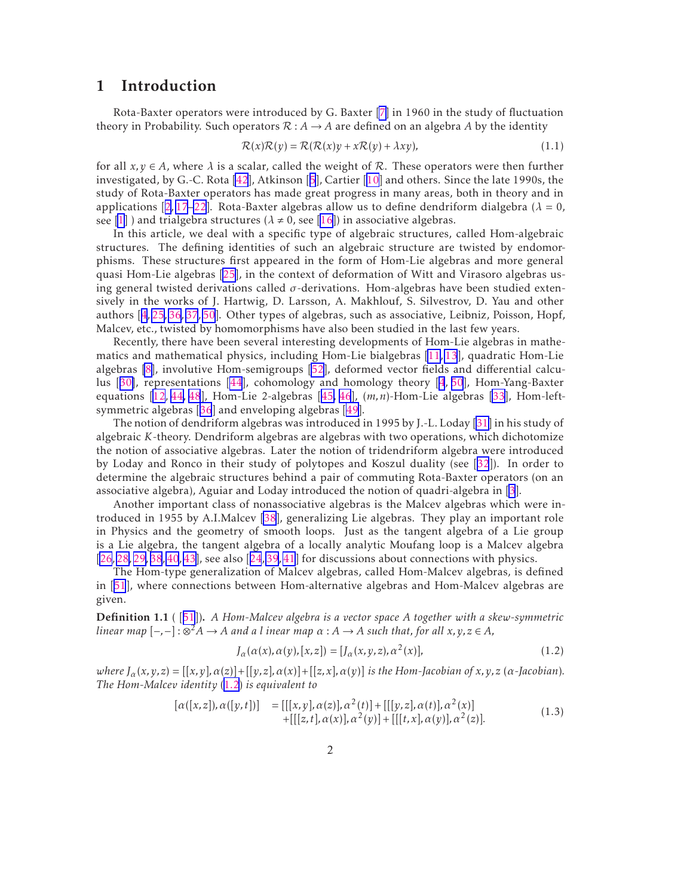# 1 Introduction

Rota-Baxter operators were introduced by G. Baxter [7] in 1960 in the study of fluctuation theory in Probability. Such operators $\mathcal{R}: A \to A$ are defined on an algebra $A$ by the identity

$$\mathcal{R}(x)\mathcal{R}(y) = \mathcal{R}(\mathcal{R}(x)y + x\mathcal{R}(y) + \lambda xy), \tag{1.1}$$

for all $x, y \in A$, where $\lambda$ is a scalar, called the weight of $\mathcal{R}$. These operators were then further investigated, by G.-C. Rota [42], Atkinson [5], Cartier [10] and others. Since the late 1990s, the study of Rota-Baxter operators has made great progress in many areas, both in theory and in applications [2, 17–22]. Rota-Baxter algebras allow us to define dendriform dialgebra ($\lambda = 0$, see [1] ) and trialgebra structures ($\lambda \neq 0$, see [16]) in associative algebras.

In this article, we deal with a specific type of algebraic structures, called Hom-algebraic structures. The defining identities of such an algebraic structure are twisted by endomorphisms. These structures first appeared in the form of Hom-Lie algebras and more general quasi Hom-Lie algebras [25], in the context of deformation of Witt and Virasoro algebras using general twisted derivations called $\sigma$-derivations. Hom-algebras have been studied extensively in the works of J. Hartwig, D. Larsson, A. Makhlouf, S. Silvestrov, D. Yau and other authors [4, 25, 36, 37, 50]. Other types of algebras, such as associative, Leibniz, Poisson, Hopf, Malcev, etc., twisted by homomorphisms have also been studied in the last few years.

Recently, there have been several interesting developments of Hom-Lie algebras in mathematics and mathematical physics, including Hom-Lie bialgebras [11, 13], quadratic Hom-Lie algebras [8], involutive Hom-semigroups [52], deformed vector fields and differential calculus [30], representations [44], cohomology and homology theory [4, 50], Hom-Yang-Baxter equations [12, 44, 48], Hom-Lie 2-algebras [45, 46], $(m, n)$-Hom-Lie algebras [33], Hom-left-symmetric algebras [36] and enveloping algebras [49].

The notion of dendriform algebras was introduced in 1995 by J.-L. Loday [31] in his study of algebraic $K$-theory. Dendriform algebras are algebras with two operations, which dichotomize the notion of associative algebras. Later the notion of tridendriform algebra were introduced by Loday and Ronco in their study of polytopes and Koszul duality (see [32]). In order to determine the algebraic structures behind a pair of commuting Rota-Baxter operators (on an associative algebra), Aguiar and Loday introduced the notion of quadri-algebra in [3].

Another important class of nonassociative algebras is the Malcev algebras which were introduced in 1955 by A.I.Malcev [38], generalizing Lie algebras. They play an important role in Physics and the geometry of smooth loops. Just as the tangent algebra of a Lie group is a Lie algebra, the tangent algebra of a locally analytic Moufang loop is a Malcev algebra [26, 28, 29, 38, 40, 43], see also [24, 39, 41] for discussions about connections with physics.

The Hom-type generalization of Malcev algebras, called Hom-Malcev algebras, is defined in [51], where connections between Hom-alternative algebras and Hom-Malcev algebras are given.

**Definition 1.1** ( [51]). *A Hom-Malcev algebra is a vector space $A$ together with a skew-symmetric linear map $[-,-]: \otimes^2 A \to A$ and a l inear map $\alpha: A \to A$ such that, for all $x, y, z \in A$,*

$$J_\alpha(\alpha(x), \alpha(y), [x, z]) = [J_\alpha(x, y, z), \alpha^2(x)], \tag{1.2}$$

*where $J_\alpha(x, y, z) = [[x, y], \alpha(z)] + [[y, z], \alpha(x)] + [[z, x], \alpha(y)]$ is the Hom-Jacobian of $x, y, z$ ($\alpha$-Jacobian). The Hom-Malcev identity (1.2) is equivalent to*

$$\begin{aligned}[\alpha([x, z]), \alpha([y, t])] &= [[[x, y], \alpha(z)], \alpha^2(t)] + [[[y, z], \alpha(t)], \alpha^2(x)] \\ &\quad + [[[z, t], \alpha(x)], \alpha^2(y)] + [[[t, x], \alpha(y)], \alpha^2(z)].\end{aligned} \tag{1.3}$$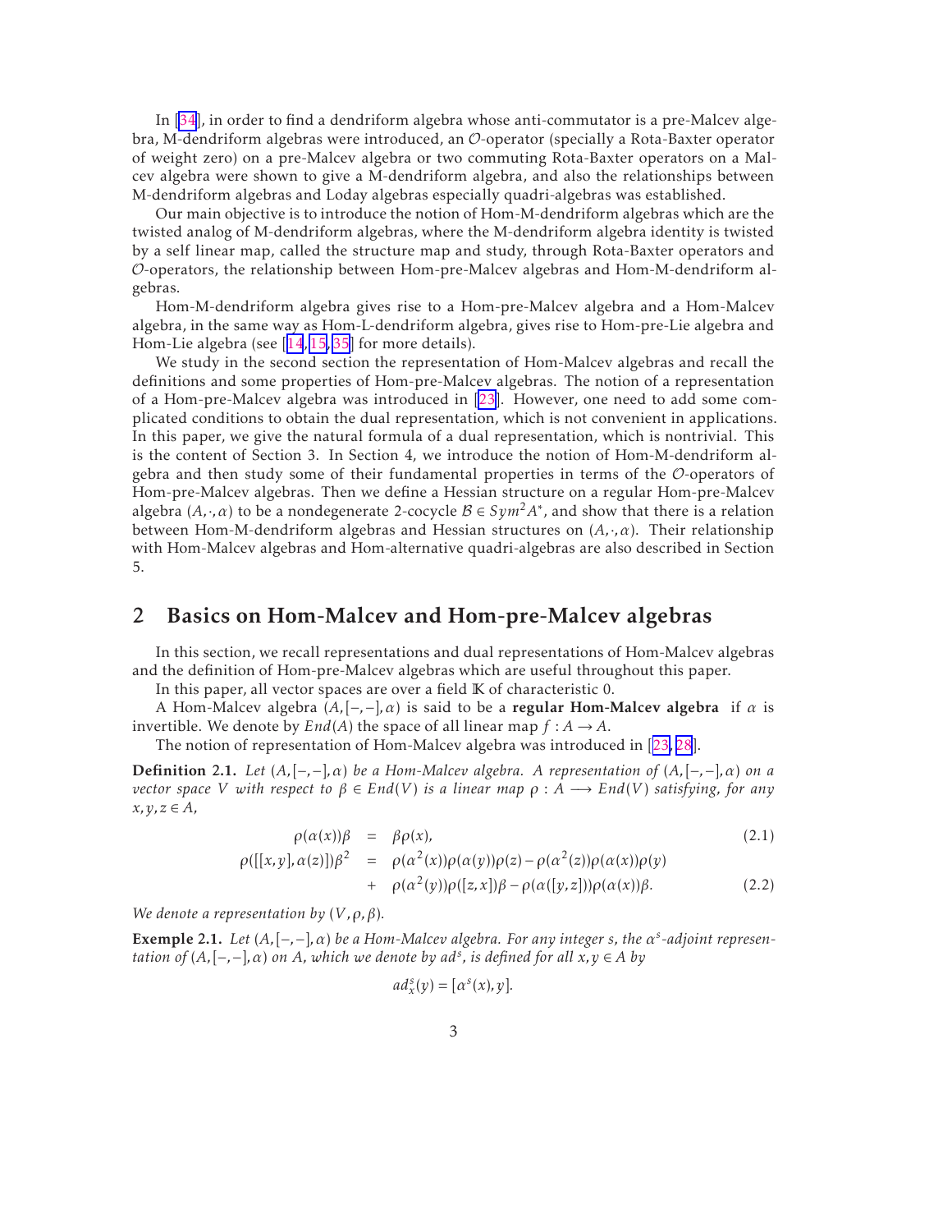In [34], in order to find a dendriform algebra whose anti-commutator is a pre-Malcev algebra, M-dendriform algebras were introduced, an $\mathcal{O}$-operator (specially a Rota-Baxter operator of weight zero) on a pre-Malcev algebra or two commuting Rota-Baxter operators on a Malcev algebra were shown to give a M-dendriform algebra, and also the relationships between M-dendriform algebras and Loday algebras especially quadri-algebras was established.

Our main objective is to introduce the notion of Hom-M-dendriform algebras which are the twisted analog of M-dendriform algebras, where the M-dendriform algebra identity is twisted by a self linear map, called the structure map and study, through Rota-Baxter operators and $\mathcal{O}$-operators, the relationship between Hom-pre-Malcev algebras and Hom-M-dendriform algebras.

Hom-M-dendriform algebra gives rise to a Hom-pre-Malcev algebra and a Hom-Malcev algebra, in the same way as Hom-L-dendriform algebra, gives rise to Hom-pre-Lie algebra and Hom-Lie algebra (see [14, 15, 35] for more details).

We study in the second section the representation of Hom-Malcev algebras and recall the definitions and some properties of Hom-pre-Malcev algebras. The notion of a representation of a Hom-pre-Malcev algebra was introduced in [23]. However, one need to add some complicated conditions to obtain the dual representation, which is not convenient in applications. In this paper, we give the natural formula of a dual representation, which is nontrivial. This is the content of Section 3. In Section 4, we introduce the notion of Hom-M-dendriform algebra and then study some of their fundamental properties in terms of the $\mathcal{O}$-operators of Hom-pre-Malcev algebras. Then we define a Hessian structure on a regular Hom-pre-Malcev algebra $(A,\cdot,\alpha)$ to be a nondegenerate 2-cocycle $\mathcal{B} \in Sym^2A^*$, and show that there is a relation between Hom-M-dendriform algebras and Hessian structures on $(A,\cdot,\alpha)$. Their relationship with Hom-Malcev algebras and Hom-alternative quadri-algebras are also described in Section 5.

## 2 Basics on Hom-Malcev and Hom-pre-Malcev algebras

In this section, we recall representations and dual representations of Hom-Malcev algebras and the definition of Hom-pre-Malcev algebras which are useful throughout this paper.

In this paper, all vector spaces are over a field $\mathbb{K}$ of characteristic 0.

A Hom-Malcev algebra $(A,[-,-],\alpha)$ is said to be a **regular Hom-Malcev algebra** if $\alpha$ is invertible. We denote by $End(A)$ the space of all linear map $f: A \to A$.

The notion of representation of Hom-Malcev algebra was introduced in [23, 28].

**Definition 2.1.** *Let $(A,[-,-],\alpha)$ be a Hom-Malcev algebra. A representation of $(A,[-,-],\alpha)$ on a vector space $V$ with respect to $\beta \in End(V)$ is a linear map $\rho : A \longrightarrow End(V)$ satisfying, for any $x,y,z \in A$,*

$$\rho(\alpha(x))\beta = \beta\rho(x), \tag{2.1}$$

$$\begin{aligned} \rho([[x,y],\alpha(z)])\beta^2 &= \rho(\alpha^2(x))\rho(\alpha(y))\rho(z) - \rho(\alpha^2(z))\rho(\alpha(x))\rho(y) \\ &+ \rho(\alpha^2(y))\rho([z,x])\beta - \rho(\alpha([y,z]))\rho(\alpha(x))\beta. \end{aligned} \tag{2.2}$$

*We denote a representation by $(V,\rho,\beta)$.*

**Exemple 2.1.** *Let $(A,[-,-],\alpha)$ be a Hom-Malcev algebra. For any integer $s$, the $\alpha^s$-adjoint representation of $(A,[-,-],\alpha)$ on $A$, which we denote by $ad^s$, is defined for all $x,y \in A$ by*

$$ad^s_x(y) = [\alpha^s(x), y].$$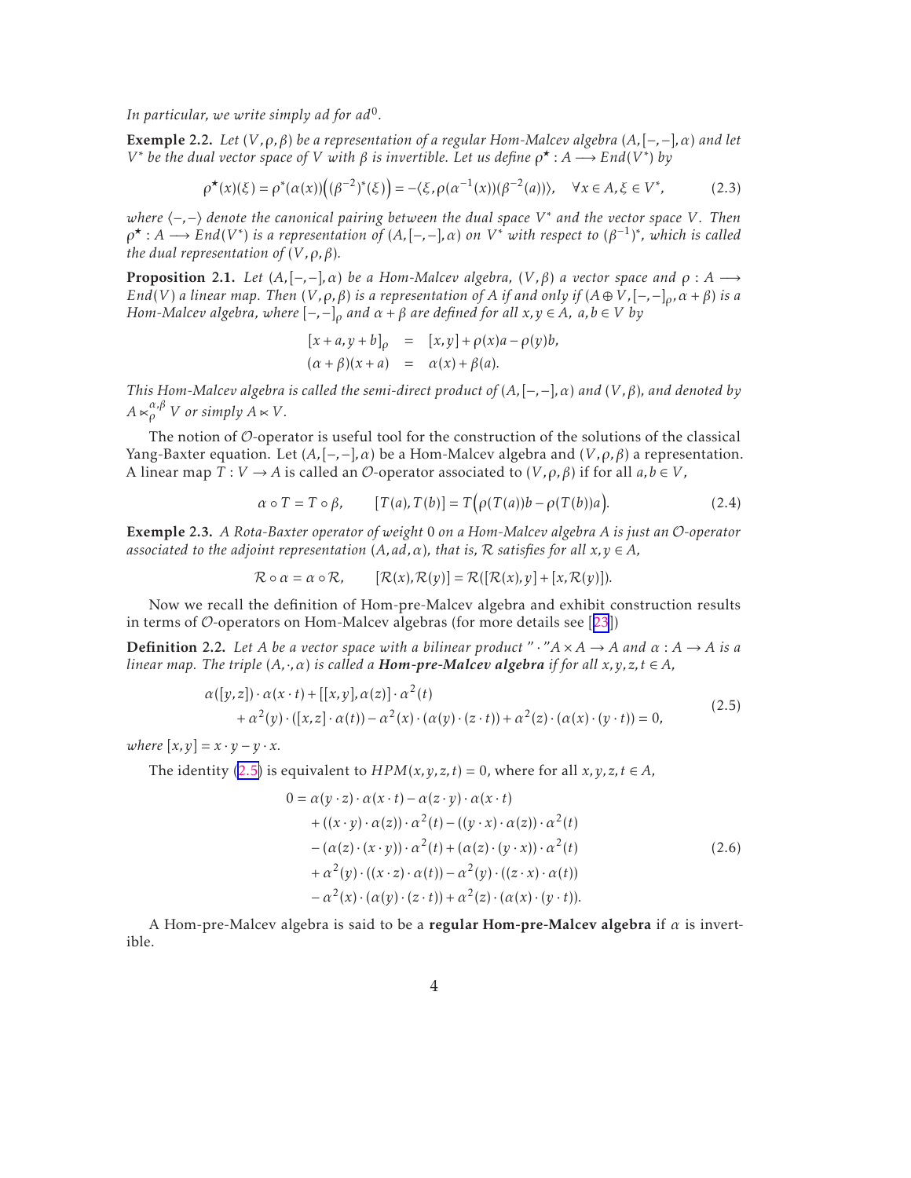*In particular, we write simply ad for $ad^0$.*

**Exemple 2.2.** *Let $(V,\rho,\beta)$ be a representation of a regular Hom-Malcev algebra $(A,[-,-],\alpha)$ and let $V^*$ be the dual vector space of $V$ with $\beta$ is invertible. Let us define $\rho^\star : A \longrightarrow End(V^*)$ by*

$$\rho^\star(x)(\xi) = \rho^*(\alpha(x))\Big((\beta^{-2})^*(\xi)\Big) = -\langle \xi, \rho(\alpha^{-1}(x))(\beta^{-2}(a))\rangle, \quad \forall x \in A, \xi \in V^*, \tag{2.3}$$

*where $\langle -,- \rangle$ denote the canonical pairing between the dual space $V^*$ and the vector space $V$. Then $\rho^\star : A \longrightarrow End(V^*)$ is a representation of $(A,[-,-],\alpha)$ on $V^*$ with respect to $(\beta^{-1})^*$, which is called the dual representation of $(V,\rho,\beta)$.*

**Proposition 2.1.** *Let $(A,[-,-],\alpha)$ be a Hom-Malcev algebra, $(V,\beta)$ a vector space and $\rho : A \longrightarrow End(V)$ a linear map. Then $(V,\rho,\beta)$ is a representation of $A$ if and only if $(A \oplus V, [-,-]_\rho, \alpha+\beta)$ is a Hom-Malcev algebra, where $[-,-]_\rho$ and $\alpha+\beta$ are defined for all $x,y \in A$, $a,b \in V$ by*

$$\begin{aligned}
[x+a, y+b]_\rho &= [x,y] + \rho(x)a - \rho(y)b, \\
(\alpha+\beta)(x+a) &= \alpha(x) + \beta(a).
\end{aligned}$$

*This Hom-Malcev algebra is called the semi-direct product of $(A,[-,-],\alpha)$ and $(V,\beta)$, and denoted by $A \ltimes_\rho^{\alpha,\beta} V$ or simply $A \ltimes V$.*

The notion of $\mathcal{O}$-operator is useful tool for the construction of the solutions of the classical Yang-Baxter equation. Let $(A,[-,-],\alpha)$ be a Hom-Malcev algebra and $(V,\rho,\beta)$ a representation. A linear map $T : V \to A$ is called an $\mathcal{O}$-operator associated to $(V,\rho,\beta)$ if for all $a,b \in V$,

$$\alpha \circ T = T \circ \beta, \qquad [T(a), T(b)] = T\Big(\rho(T(a))b - \rho(T(b))a\Big). \tag{2.4}$$

**Exemple 2.3.** *A Rota-Baxter operator of weight 0 on a Hom-Malcev algebra $A$ is just an $\mathcal{O}$-operator associated to the adjoint representation $(A, ad, \alpha)$, that is, $\mathcal{R}$ satisfies for all $x,y \in A$,*

$$\mathcal{R} \circ \alpha = \alpha \circ \mathcal{R}, \qquad [\mathcal{R}(x), \mathcal{R}(y)] = \mathcal{R}([\mathcal{R}(x), y] + [x, \mathcal{R}(y)]).$$

Now we recall the definition of Hom-pre-Malcev algebra and exhibit construction results in terms of $\mathcal{O}$-operators on Hom-Malcev algebras (for more details see [23])

**Definition 2.2.** *Let $A$ be a vector space with a bilinear product "$\cdot$" $A \times A \to A$ and $\alpha : A \to A$ is a linear map. The triple $(A,\cdot,\alpha)$ is called a **Hom-pre-Malcev algebra** if for all $x,y,z,t \in A$,*

$$\begin{aligned}
&\alpha([y,z]) \cdot \alpha(x \cdot t) + [[x,y], \alpha(z)] \cdot \alpha^2(t) \\
&\quad + \alpha^2(y) \cdot ([x,z] \cdot \alpha(t)) - \alpha^2(x) \cdot (\alpha(y) \cdot (z \cdot t)) + \alpha^2(z) \cdot (\alpha(x) \cdot (y \cdot t)) = 0,
\end{aligned} \tag{2.5}$$

*where $[x,y] = x \cdot y - y \cdot x$.*

The identity (2.5) is equivalent to $HPM(x,y,z,t) = 0$, where for all $x,y,z,t \in A$,

$$\begin{aligned}
0 = &\ \alpha(y \cdot z) \cdot \alpha(x \cdot t) - \alpha(z \cdot y) \cdot \alpha(x \cdot t) \\
&+ ((x \cdot y) \cdot \alpha(z)) \cdot \alpha^2(t) - ((y \cdot x) \cdot \alpha(z)) \cdot \alpha^2(t) \\
&- (\alpha(z) \cdot (x \cdot y)) \cdot \alpha^2(t) + (\alpha(z) \cdot (y \cdot x)) \cdot \alpha^2(t) \\
&+ \alpha^2(y) \cdot ((x \cdot z) \cdot \alpha(t)) - \alpha^2(y) \cdot ((z \cdot x) \cdot \alpha(t)) \\
&- \alpha^2(x) \cdot (\alpha(y) \cdot (z \cdot t)) + \alpha^2(z) \cdot (\alpha(x) \cdot (y \cdot t)).
\end{aligned} \tag{2.6}$$

A Hom-pre-Malcev algebra is said to be a **regular Hom-pre-Malcev algebra** if $\alpha$ is invertible.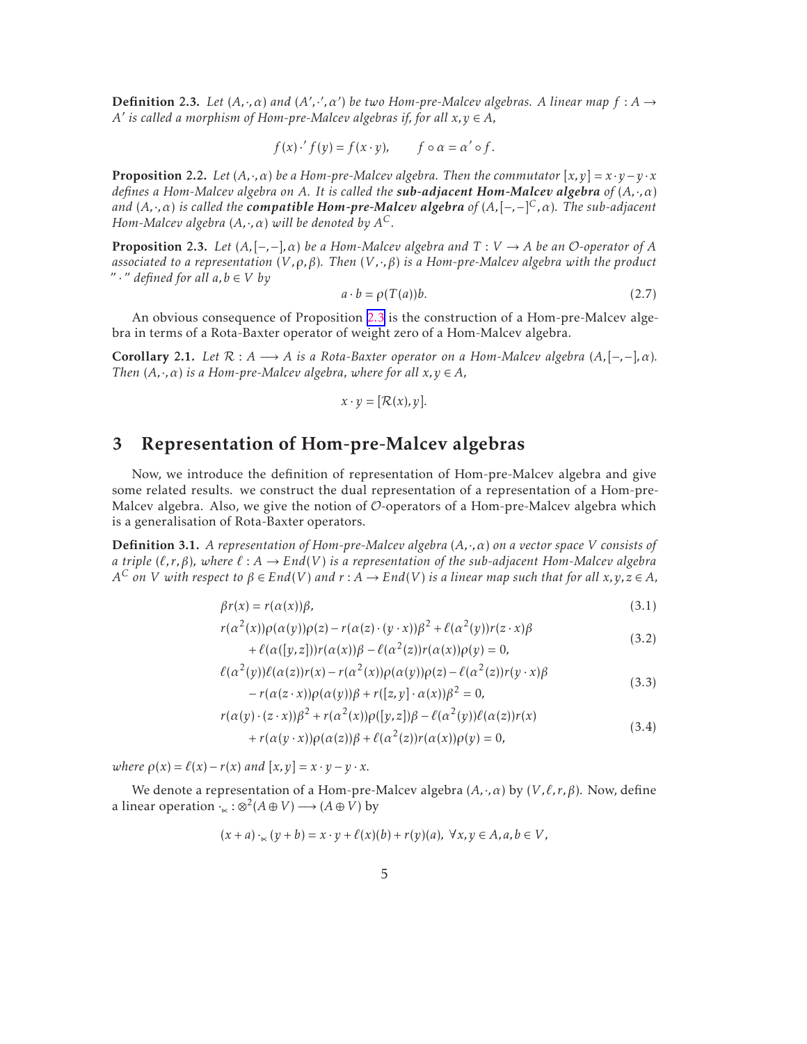**Definition 2.3.** *Let $(A,\cdot,\alpha)$ and $(A',\cdot',\alpha')$ be two Hom-pre-Malcev algebras. A linear map $f : A \to A'$ is called a morphism of Hom-pre-Malcev algebras if, for all $x,y \in A$,*

$$f(x)\cdot' f(y) = f(x\cdot y), \qquad f\circ\alpha = \alpha'\circ f.$$

**Proposition 2.2.** *Let $(A,\cdot,\alpha)$ be a Hom-pre-Malcev algebra. Then the commutator $[x,y] = x\cdot y - y\cdot x$ defines a Hom-Malcev algebra on $A$. It is called the* ***sub-adjacent Hom-Malcev algebra*** *of $(A,\cdot,\alpha)$ and $(A,\cdot,\alpha)$ is called the* ***compatible Hom-pre-Malcev algebra*** *of $(A,[-,-]^C,\alpha)$. The sub-adjacent Hom-Malcev algebra $(A,\cdot,\alpha)$ will be denoted by $A^C$.*

**Proposition 2.3.** *Let $(A,[-,-],\alpha)$ be a Hom-Malcev algebra and $T : V \to A$ be an $\mathcal{O}$-operator of $A$ associated to a representation $(V,\rho,\beta)$. Then $(V,\cdot,\beta)$ is a Hom-pre-Malcev algebra with the product "$\cdot$" defined for all $a,b \in V$ by*

$$a\cdot b = \rho(T(a))b. \tag{2.7}$$

An obvious consequence of Proposition 2.3 is the construction of a Hom-pre-Malcev algebra in terms of a Rota-Baxter operator of weight zero of a Hom-Malcev algebra.

**Corollary 2.1.** *Let $\mathcal{R} : A \longrightarrow A$ is a Rota-Baxter operator on a Hom-Malcev algebra $(A,[-,-],\alpha)$. Then $(A,\cdot,\alpha)$ is a Hom-pre-Malcev algebra, where for all $x,y \in A$,*

$$x\cdot y = [\mathcal{R}(x),y].$$

# 3 Representation of Hom-pre-Malcev algebras

Now, we introduce the definition of representation of Hom-pre-Malcev algebra and give some related results. we construct the dual representation of a representation of a Hom-pre-Malcev algebra. Also, we give the notion of $\mathcal{O}$-operators of a Hom-pre-Malcev algebra which is a generalisation of Rota-Baxter operators.

**Definition 3.1.** *A representation of Hom-pre-Malcev algebra $(A,\cdot,\alpha)$ on a vector space $V$ consists of a triple $(\ell,r,\beta)$, where $\ell : A \to End(V)$ is a representation of the sub-adjacent Hom-Malcev algebra $A^C$ on $V$ with respect to $\beta \in End(V)$ and $r : A \to End(V)$ is a linear map such that for all $x,y,z \in A$,*

$$\beta r(x) = r(\alpha(x))\beta, \tag{3.1}$$

$$\begin{aligned} &r(\alpha^2(x))\rho(\alpha(y))\rho(z) - r(\alpha(z)\cdot(y\cdot x))\beta^2 + \ell(\alpha^2(y))r(z\cdot x)\beta \\ &\quad + \ell(\alpha([y,z]))r(\alpha(x))\beta - \ell(\alpha^2(z))r(\alpha(x))\rho(y) = 0, \end{aligned} \tag{3.2}$$

$$\begin{aligned} &\ell(\alpha^2(y))\ell(\alpha(z))r(x) - r(\alpha^2(x))\rho(\alpha(y))\rho(z) - \ell(\alpha^2(z))r(y\cdot x)\beta \\ &\quad - r(\alpha(z\cdot x))\rho(\alpha(y))\beta + r([z,y]\cdot\alpha(x))\beta^2 = 0, \end{aligned} \tag{3.3}$$

$$\begin{aligned} &r(\alpha(y)\cdot(z\cdot x))\beta^2 + r(\alpha^2(x))\rho([y,z])\beta - \ell(\alpha^2(y))\ell(\alpha(z))r(x) \\ &\quad + r(\alpha(y\cdot x))\rho(\alpha(z))\beta + \ell(\alpha^2(z))r(\alpha(x))\rho(y) = 0, \end{aligned} \tag{3.4}$$

*where $\rho(x) = \ell(x) - r(x)$ and $[x,y] = x\cdot y - y\cdot x$.*

We denote a representation of a Hom-pre-Malcev algebra $(A,\cdot,\alpha)$ by $(V,\ell,r,\beta)$. Now, define a linear operation $\cdot_{\ltimes} : \otimes^2(A\oplus V) \longrightarrow (A\oplus V)$ by

$$(x+a)\cdot_{\ltimes}(y+b) = x\cdot y + \ell(x)(b) + r(y)(a),\ \forall x,y \in A, a,b \in V,$$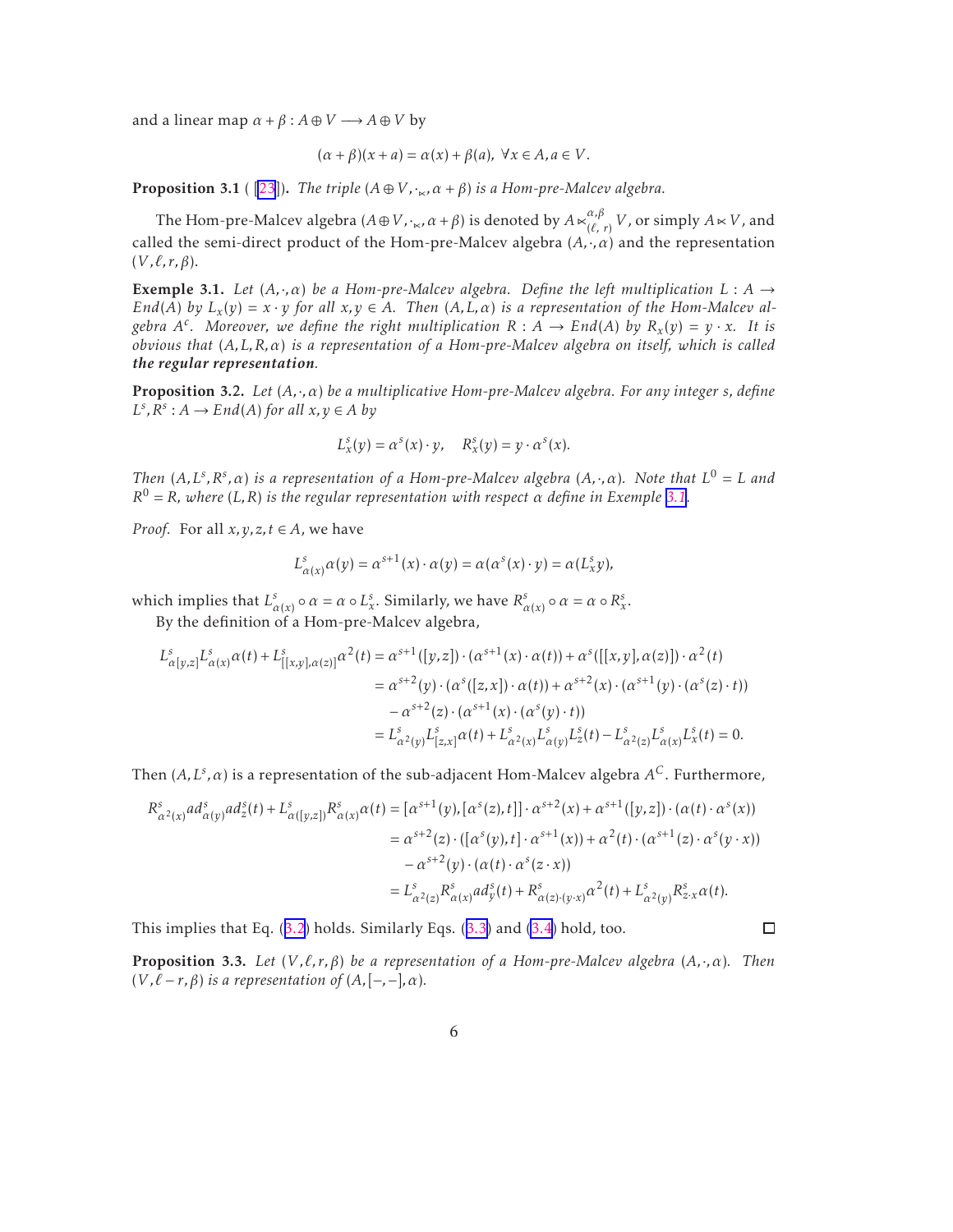and a linear map $\alpha+\beta : A\oplus V \longrightarrow A\oplus V$ by

$$(\alpha+\beta)(x+a) = \alpha(x)+\beta(a),\ \forall x\in A, a\in V.$$

**Proposition 3.1** ( [23]). *The triple $(A\oplus V, \cdot_{\ltimes}, \alpha+\beta)$ is a Hom-pre-Malcev algebra.*

The Hom-pre-Malcev algebra $(A\oplus V, \cdot_{\ltimes}, \alpha+\beta)$ is denoted by $A\ltimes^{\alpha,\beta}_{(\ell,\,r)} V$, or simply $A\ltimes V$, and called the semi-direct product of the Hom-pre-Malcev algebra $(A,\cdot,\alpha)$ and the representation $(V,\ell,r,\beta)$.

**Exemple 3.1.** *Let $(A,\cdot,\alpha)$ be a Hom-pre-Malcev algebra. Define the left multiplication $L : A \to End(A)$ by $L_x(y) = x\cdot y$ for all $x,y\in A$. Then $(A,L,\alpha)$ is a representation of the Hom-Malcev algebra $A^c$. Moreover, we define the right multiplication $R : A\to End(A)$ by $R_x(y) = y\cdot x$. It is obvious that $(A,L,R,\alpha)$ is a representation of a Hom-pre-Malcev algebra on itself, which is called **the regular representation**.*

**Proposition 3.2.** *Let $(A,\cdot,\alpha)$ be a multiplicative Hom-pre-Malcev algebra. For any integer $s$, define $L^s, R^s : A\to End(A)$ for all $x,y\in A$ by*

$$L^s_x(y) = \alpha^s(x)\cdot y, \quad R^s_x(y) = y\cdot \alpha^s(x).$$

*Then $(A,L^s,R^s,\alpha)$ is a representation of a Hom-pre-Malcev algebra $(A,\cdot,\alpha)$. Note that $L^0 = L$ and $R^0 = R$, where $(L,R)$ is the regular representation with respect $\alpha$ define in Exemple 3.1.*

*Proof.* For all $x,y,z,t\in A$, we have

$$L^s_{\alpha(x)}\alpha(y) = \alpha^{s+1}(x)\cdot\alpha(y) = \alpha(\alpha^s(x)\cdot y) = \alpha(L^s_x y),$$

which implies that $L^s_{\alpha(x)}\circ\alpha = \alpha\circ L^s_x$. Similarly, we have $R^s_{\alpha(x)}\circ\alpha = \alpha\circ R^s_x$.

By the definition of a Hom-pre-Malcev algebra,

$$\begin{aligned}
L^s_{\alpha[y,z]}L^s_{\alpha(x)}\alpha(t) + L^s_{[[x,y],\alpha(z)]}\alpha^2(t) &= \alpha^{s+1}([y,z])\cdot(\alpha^{s+1}(x)\cdot\alpha(t)) + \alpha^s([[x,y],\alpha(z)])\cdot\alpha^2(t)\\
&= \alpha^{s+2}(y)\cdot(\alpha^s([z,x])\cdot\alpha(t)) + \alpha^{s+2}(x)\cdot(\alpha^{s+1}(y)\cdot(\alpha^s(z)\cdot t))\\
&\quad - \alpha^{s+2}(z)\cdot(\alpha^{s+1}(x)\cdot(\alpha^s(y)\cdot t))\\
&= L^s_{\alpha^2(y)}L^s_{[z,x]}\alpha(t) + L^s_{\alpha^2(x)}L^s_{\alpha(y)}L^s_z(t) - L^s_{\alpha^2(z)}L^s_{\alpha(x)}L^s_x(t) = 0.
\end{aligned}$$

Then $(A,L^s,\alpha)$ is a representation of the sub-adjacent Hom-Malcev algebra $A^C$. Furthermore,

$$\begin{aligned}
R^s_{\alpha^2(x)}ad^s_{\alpha(y)}ad^s_z(t) + L^s_{\alpha([y,z])}R^s_{\alpha(x)}\alpha(t) &= [\alpha^{s+1}(y),[\alpha^s(z),t]]\cdot\alpha^{s+2}(x) + \alpha^{s+1}([y,z])\cdot(\alpha(t)\cdot\alpha^s(x))\\
&= \alpha^{s+2}(z)\cdot([\alpha^s(y),t]\cdot\alpha^{s+1}(x)) + \alpha^2(t)\cdot(\alpha^{s+1}(z)\cdot\alpha^s(y\cdot x))\\
&\quad - \alpha^{s+2}(y)\cdot(\alpha(t)\cdot\alpha^s(z\cdot x))\\
&= L^s_{\alpha^2(z)}R^s_{\alpha(x)}ad^s_y(t) + R^s_{\alpha(z)\cdot(y\cdot x)}\alpha^2(t) + L^s_{\alpha^2(y)}R^s_{z\cdot x}\alpha(t).
\end{aligned}$$

This implies that Eq. (3.2) holds. Similarly Eqs. (3.3) and (3.4) hold, too. ∎

**Proposition 3.3.** *Let $(V,\ell,r,\beta)$ be a representation of a Hom-pre-Malcev algebra $(A,\cdot,\alpha)$. Then $(V,\ell-r,\beta)$ is a representation of $(A,[-,-],\alpha)$.*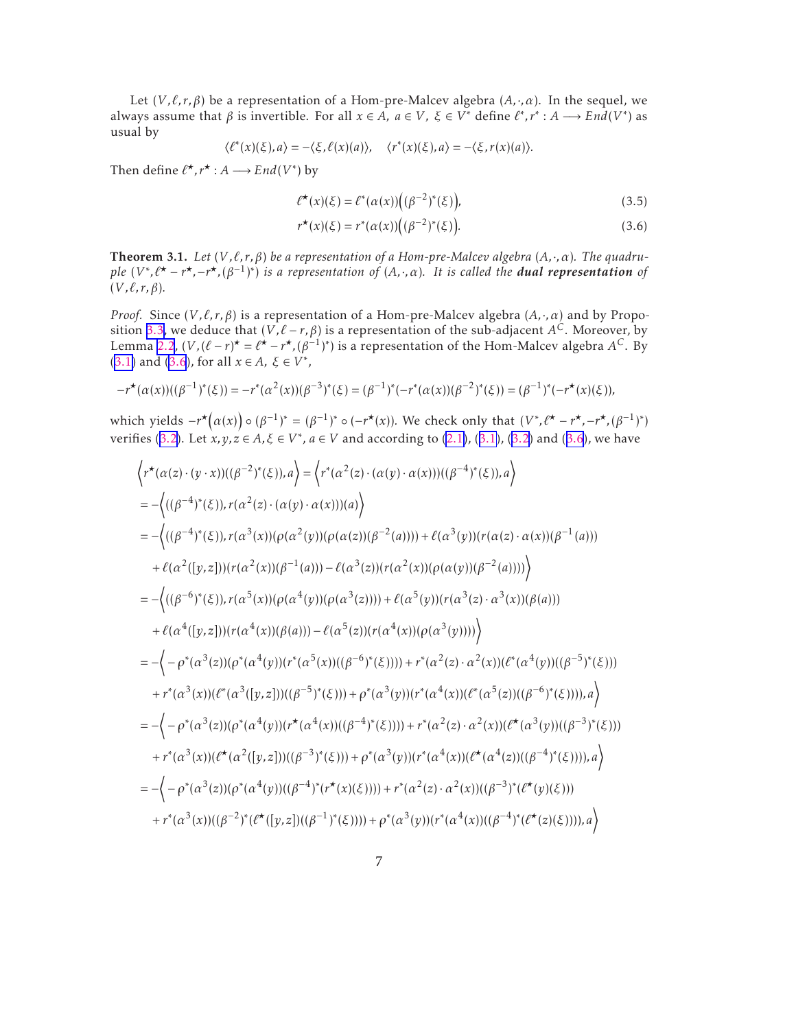Let $(V,\ell,r,\beta)$ be a representation of a Hom-pre-Malcev algebra $(A,\cdot,\alpha)$. In the sequel, we always assume that $\beta$ is invertible. For all $x\in A,\ a\in V,\ \xi\in V^*$ define $\ell^*,r^*: A\longrightarrow End(V^*)$ as usual by

$$\langle \ell^*(x)(\xi),a\rangle = -\langle \xi,\ell(x)(a)\rangle,\quad \langle r^*(x)(\xi),a\rangle = -\langle \xi,r(x)(a)\rangle.$$

Then define $\ell^\star,r^\star: A\longrightarrow End(V^*)$ by

$$\ell^\star(x)(\xi)=\ell^*(\alpha(x))\Big((\beta^{-2})^*(\xi)\Big), \tag{3.5}$$

$$r^\star(x)(\xi)=r^*(\alpha(x))\Big((\beta^{-2})^*(\xi)\Big). \tag{3.6}$$

**Theorem 3.1.** *Let $(V,\ell,r,\beta)$ be a representation of a Hom-pre-Malcev algebra $(A,\cdot,\alpha)$. The quadruple $(V^*,\ell^\star-r^\star,-r^\star,(\beta^{-1})^*)$ is a representation of $(A,\cdot,\alpha)$. It is called the* ***dual representation*** *of $(V,\ell,r,\beta)$.*

*Proof.* Since $(V,\ell,r,\beta)$ is a representation of a Hom-pre-Malcev algebra $(A,\cdot,\alpha)$ and by Proposition 3.3, we deduce that $(V,\ell-r,\beta)$ is a representation of the sub-adjacent $A^C$. Moreover, by Lemma 2.2, $(V,(\ell-r)^\star=\ell^\star-r^\star,(\beta^{-1})^*)$ is a representation of the Hom-Malcev algebra $A^C$. By (3.1) and (3.6), for all $x\in A,\ \xi\in V^*$,

$$-r^\star(\alpha(x))((\beta^{-1})^*(\xi))=-r^*(\alpha^2(x))(\beta^{-3})^*(\xi)=(\beta^{-1})^*(-r^*(\alpha(x))(\beta^{-2})^*(\xi))=(\beta^{-1})^*(-r^\star(x)(\xi)),$$

which yields $-r^\star\big(\alpha(x)\big)\circ(\beta^{-1})^*=(\beta^{-1})^*\circ(-r^\star(x))$. We check only that $(V^*,\ell^\star-r^\star,-r^\star,(\beta^{-1})^*)$ verifies (3.2). Let $x,y,z\in A,\xi\in V^*$, $a\in V$ and according to (2.1), (3.1), (3.2) and (3.6), we have

$$
\begin{aligned}
&\Big\langle r^\star(\alpha(z)\cdot(y\cdot x))((\beta^{-2})^*(\xi)),a\Big\rangle=\Big\langle r^*(\alpha^2(z)\cdot(\alpha(y)\cdot\alpha(x)))((\beta^{-4})^*(\xi)),a\Big\rangle\\
&=-\Big\langle((\beta^{-4})^*(\xi)),r(\alpha^2(z)\cdot(\alpha(y)\cdot\alpha(x)))(a)\Big\rangle\\
&=-\Big\langle((\beta^{-4})^*(\xi)),r(\alpha^3(x))(\rho(\alpha^2(y))(\rho(\alpha(z))(\beta^{-2}(a))))+\ell(\alpha^3(y))(r(\alpha(z)\cdot\alpha(x))(\beta^{-1}(a)))\\
&\quad+\ell(\alpha^2([y,z]))(r(\alpha^2(x))(\beta^{-1}(a)))-\ell(\alpha^3(z))(r(\alpha^2(x))(\rho(\alpha(y))(\beta^{-2}(a))))\Big\rangle\\
&=-\Big\langle((\beta^{-6})^*(\xi)),r(\alpha^5(x))(\rho(\alpha^4(y))(\rho(\alpha^3(z))))+\ell(\alpha^5(y))(r(\alpha^3(z)\cdot\alpha^3(x))(\beta(a)))\\
&\quad+\ell(\alpha^4([y,z]))(r(\alpha^4(x))(\beta(a)))-\ell(\alpha^5(z))(r(\alpha^4(x))(\rho(\alpha^3(y))))\Big\rangle\\
&=-\Big\langle-\rho^*(\alpha^3(z))(\rho^*(\alpha^4(y))(r^*(\alpha^5(x))((\beta^{-6})^*(\xi))))+r^*(\alpha^2(z)\cdot\alpha^2(x))(\ell^*(\alpha^4(y))((\beta^{-5})^*(\xi)))\\
&\quad+r^*(\alpha^3(x))(\ell^*(\alpha^3([y,z]))((\beta^{-5})^*(\xi)))+\rho^*(\alpha^3(y))(r^*(\alpha^4(x))(\ell^*(\alpha^5(z))((\beta^{-6})^*(\xi)))),a\Big\rangle\\
&=-\Big\langle-\rho^*(\alpha^3(z))(\rho^*(\alpha^4(y))(r^\star(\alpha^4(x))((\beta^{-4})^*(\xi))))+r^*(\alpha^2(z)\cdot\alpha^2(x))(\ell^\star(\alpha^3(y))((\beta^{-3})^*(\xi)))\\
&\quad+r^*(\alpha^3(x))(\ell^\star(\alpha^2([y,z]))((\beta^{-3})^*(\xi)))+\rho^*(\alpha^3(y))(r^*(\alpha^4(x))(\ell^\star(\alpha^4(z))((\beta^{-4})^*(\xi)))),a\Big\rangle\\
&=-\Big\langle-\rho^*(\alpha^3(z))(\rho^*(\alpha^4(y))((\beta^{-4})^*(r^\star(x)(\xi))))+r^*(\alpha^2(z)\cdot\alpha^2(x))((\beta^{-3})^*(\ell^\star(y)(\xi)))\\
&\quad+r^*(\alpha^3(x))((\beta^{-2})^*(\ell^\star([y,z])((\beta^{-1})^*(\xi))))+\rho^*(\alpha^3(y))(r^*(\alpha^4(x))((\beta^{-4})^*(\ell^\star(z)(\xi)))),a\Big\rangle
\end{aligned}
$$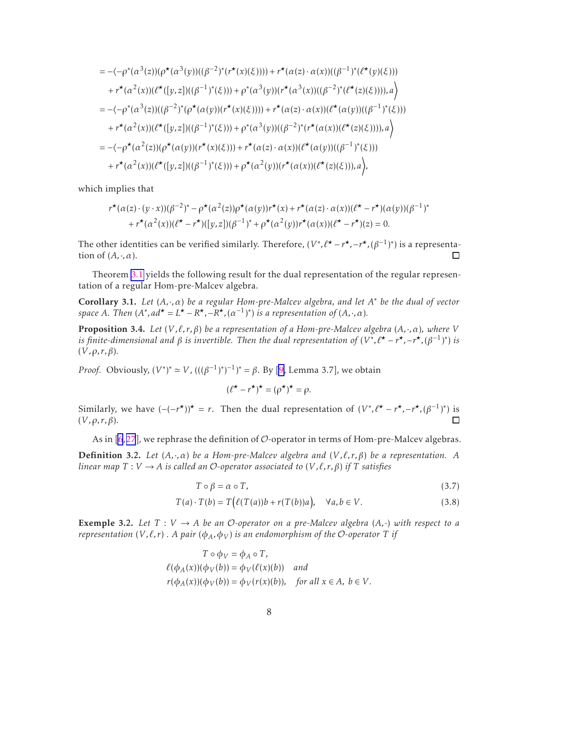$$
\begin{aligned}
&= -\langle -\rho^*(\alpha^3(z))(\rho^\star(\alpha^3(y))((\beta^{-2})^*(r^\star(x)(\xi)))) + r^\star(\alpha(z)\cdot\alpha(x))((\beta^{-1})^*(\ell^\star(y)(\xi))) \\
&\quad + r^\star(\alpha^2(x))(\ell^\star([y,z])((\beta^{-1})^*(\xi))) + \rho^*(\alpha^3(y))(r^\star(\alpha^3(x))((\beta^{-2})^*(\ell^\star(z)(\xi)))), a\Big\rangle \\
&= -\langle -\rho^*(\alpha^3(z))((\beta^{-2})^*(\rho^\star(\alpha(y))(r^\star(x)(\xi)))) + r^\star(\alpha(z)\cdot\alpha(x))(\ell^\star(\alpha(y))((\beta^{-1})^*(\xi))) \\
&\quad + r^\star(\alpha^2(x))(\ell^\star([y,z])((\beta^{-1})^*(\xi))) + \rho^*(\alpha^3(y))((\beta^{-2})^*(r^\star(\alpha(x))(\ell^\star(z)(\xi)))), a\Big\rangle \\
&= -\langle -\rho^\star(\alpha^2(z))(\rho^\star(\alpha(y))(r^\star(x)(\xi))) + r^\star(\alpha(z)\cdot\alpha(x))(\ell^\star(\alpha(y))((\beta^{-1})^*(\xi))) \\
&\quad + r^\star(\alpha^2(x))(\ell^\star([y,z])((\beta^{-1})^*(\xi))) + \rho^\star(\alpha^2(y))(r^\star(\alpha(x))(\ell^\star(z)(\xi))), a\Big\rangle,
\end{aligned}
$$

which implies that

$$
\begin{aligned}
&r^\star(\alpha(z)\cdot(y\cdot x))(\beta^{-2})^* - \rho^\star(\alpha^2(z))\rho^\star(\alpha(y))r^\star(x) + r^\star(\alpha(z)\cdot\alpha(x))(\ell^\star - r^\star)(\alpha(y))(\beta^{-1})^* \\
&\quad + r^\star(\alpha^2(x))(\ell^\star - r^\star)([y,z])(\beta^{-1})^* + \rho^\star(\alpha^2(y))r^\star(\alpha(x))(\ell^\star - r^\star)(z) = 0.
\end{aligned}
$$

The other identities can be verified similarly. Therefore, $(V^*, \ell^\star - r^\star, -r^\star, (\beta^{-1})^*)$ is a representation of $(A, \cdot, \alpha)$. □

Theorem 3.1 yields the following result for the dual representation of the regular representation of a regular Hom-pre-Malcev algebra.

**Corollary 3.1.** *Let $(A, \cdot, \alpha)$ be a regular Hom-pre-Malcev algebra, and let $A^*$ be the dual of vector space $A$. Then $(A^*, ad^\star = L^\star - R^\star, -R^\star, (\alpha^{-1})^*)$ is a representation of $(A, \cdot, \alpha)$.*

**Proposition 3.4.** *Let $(V, \ell, r, \beta)$ be a representation of a Hom-pre-Malcev algebra $(A, \cdot, \alpha)$, where $V$ is finite-dimensional and $\beta$ is invertible. Then the dual representation of $(V^*, \ell^\star - r^\star, -r^\star, (\beta^{-1})^*)$ is $(V, \rho, r, \beta)$.*

*Proof.* Obviously, $(V^*)^* \simeq V$, $(((\beta^{-1})^*)^{-1})^* = \beta$. By [9, Lemma 3.7], we obtain

$$
(\ell^\star - r^\star)^\star = (\rho^\star)^\star = \rho.
$$

Similarly, we have $(-(-r^\star))^\star = r$. Then the dual representation of $(V^*, \ell^\star - r^\star, -r^\star, (\beta^{-1})^*)$ is $(V, \rho, r, \beta)$. □

As in [6, 27], we rephrase the definition of $\mathcal{O}$-operator in terms of Hom-pre-Malcev algebras.

**Definition 3.2.** *Let $(A, \cdot, \alpha)$ be a Hom-pre-Malcev algebra and $(V, \ell, r, \beta)$ be a representation. A linear map $T : V \to A$ is called an $\mathcal{O}$-operator associated to $(V, \ell, r, \beta)$ if $T$ satisfies*

$$
T \circ \beta = \alpha \circ T, \tag{3.7}
$$

$$
T(a)\cdot T(b) = T\Big(\ell(T(a))b + r(T(b))a\Big), \quad \forall a, b \in V. \tag{3.8}
$$

**Exemple 3.2.** *Let $T : V \to A$ be an $\mathcal{O}$-operator on a pre-Malcev algebra $(A, \cdot)$ with respect to a representation $(V, \ell, r)$ . A pair $(\phi_A, \phi_V)$ is an endomorphism of the $\mathcal{O}$-operator $T$ if*

$$
\begin{aligned}
&T \circ \phi_V = \phi_A \circ T, \\
&\ell(\phi_A(x))(\phi_V(b)) = \phi_V(\ell(x)(b)) \quad \text{and} \\
&r(\phi_A(x))(\phi_V(b)) = \phi_V(r(x)(b)), \quad \text{for all } x \in A,\ b \in V.
\end{aligned}
$$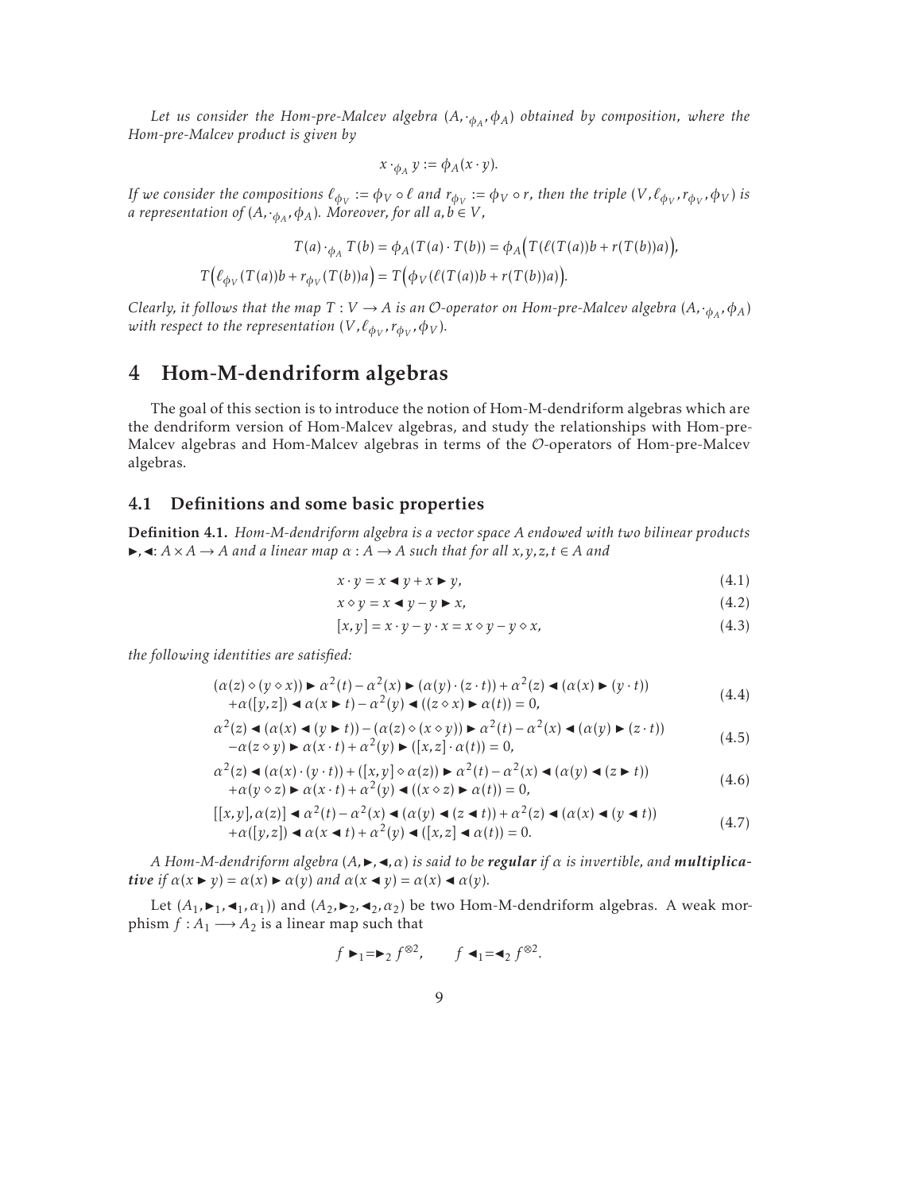*Let us consider the Hom-pre-Malcev algebra $(A, \cdot_{\phi_A}, \phi_A)$ obtained by composition, where the Hom-pre-Malcev product is given by*

$$x \cdot_{\phi_A} y := \phi_A(x \cdot y).$$

*If we consider the compositions $\ell_{\phi_V} := \phi_V \circ \ell$ and $r_{\phi_V} := \phi_V \circ r$, then the triple $(V, \ell_{\phi_V}, r_{\phi_V}, \phi_V)$ is a representation of $(A, \cdot_{\phi_A}, \phi_A)$. Moreover, for all $a, b \in V$,*

$$T(a) \cdot_{\phi_A} T(b) = \phi_A(T(a) \cdot T(b)) = \phi_A\Big(T(\ell(T(a))b + r(T(b))a)\Big),$$

$$T\Big(\ell_{\phi_V}(T(a))b + r_{\phi_V}(T(b))a\Big) = T\Big(\phi_V(\ell(T(a))b + r(T(b))a)\Big).$$

*Clearly, it follows that the map $T : V \to A$ is an $\mathcal{O}$-operator on Hom-pre-Malcev algebra $(A, \cdot_{\phi_A}, \phi_A)$ with respect to the representation $(V, \ell_{\phi_V}, r_{\phi_V}, \phi_V)$.*

# 4 Hom-M-dendriform algebras

The goal of this section is to introduce the notion of Hom-M-dendriform algebras which are the dendriform version of Hom-Malcev algebras, and study the relationships with Hom-pre-Malcev algebras and Hom-Malcev algebras in terms of the $\mathcal{O}$-operators of Hom-pre-Malcev algebras.

## 4.1 Definitions and some basic properties

**Definition 4.1.** *Hom-M-dendriform algebra is a vector space $A$ endowed with two bilinear products $\blacktriangleright, \blacktriangleleft : A \times A \to A$ and a linear map $\alpha : A \to A$ such that for all $x, y, z, t \in A$ and*

$$x \cdot y = x \blacktriangleleft y + x \blacktriangleright y, \tag{4.1}$$

$$x \diamond y = x \blacktriangleleft y - y \blacktriangleright x, \tag{4.2}$$

$$[x, y] = x \cdot y - y \cdot x = x \diamond y - y \diamond x, \tag{4.3}$$

*the following identities are satisfied:*

$$\begin{aligned}&(\alpha(z) \diamond (y \diamond x)) \blacktriangleright \alpha^2(t) - \alpha^2(x) \blacktriangleright (\alpha(y) \cdot (z \cdot t)) + \alpha^2(z) \blacktriangleleft (\alpha(x) \blacktriangleright (y \cdot t)) \\ &+ \alpha([y, z]) \blacktriangleleft \alpha(x \blacktriangleright t) - \alpha^2(y) \blacktriangleleft ((z \diamond x) \blacktriangleright \alpha(t)) = 0,\end{aligned} \tag{4.4}$$

$$\begin{aligned}&\alpha^2(z) \blacktriangleleft (\alpha(x) \blacktriangleleft (y \blacktriangleright t)) - (\alpha(z) \diamond (x \diamond y)) \blacktriangleright \alpha^2(t) - \alpha^2(x) \blacktriangleleft (\alpha(y) \blacktriangleright (z \cdot t)) \\ &- \alpha(z \diamond y) \blacktriangleright \alpha(x \cdot t) + \alpha^2(y) \blacktriangleright ([x, z] \cdot \alpha(t)) = 0,\end{aligned} \tag{4.5}$$

$$\begin{aligned}&\alpha^2(z) \blacktriangleleft (\alpha(x) \cdot (y \cdot t)) + ([x, y] \diamond \alpha(z)) \blacktriangleright \alpha^2(t) - \alpha^2(x) \blacktriangleleft (\alpha(y) \blacktriangleleft (z \blacktriangleright t)) \\ &+ \alpha(y \diamond z) \blacktriangleright \alpha(x \cdot t) + \alpha^2(y) \blacktriangleleft ((x \diamond z) \blacktriangleright \alpha(t)) = 0,\end{aligned} \tag{4.6}$$

$$\begin{aligned}&[[x, y], \alpha(z)] \blacktriangleleft \alpha^2(t) - \alpha^2(x) \blacktriangleleft (\alpha(y) \blacktriangleleft (z \blacktriangleleft t)) + \alpha^2(z) \blacktriangleleft (\alpha(x) \blacktriangleleft (y \blacktriangleleft t)) \\ &+ \alpha([y, z]) \blacktriangleleft \alpha(x \blacktriangleleft t) + \alpha^2(y) \blacktriangleleft ([x, z] \blacktriangleleft \alpha(t)) = 0.\end{aligned} \tag{4.7}$$

*A Hom-M-dendriform algebra $(A, \blacktriangleright, \blacktriangleleft, \alpha)$ is said to be **regular** if $\alpha$ is invertible, and **multiplicative** if $\alpha(x \blacktriangleright y) = \alpha(x) \blacktriangleright \alpha(y)$ and $\alpha(x \blacktriangleleft y) = \alpha(x) \blacktriangleleft \alpha(y)$.*

Let $(A_1, \blacktriangleright_1, \blacktriangleleft_1, \alpha_1))$ and $(A_2, \blacktriangleright_2, \blacktriangleleft_2, \alpha_2)$ be two Hom-M-dendriform algebras. A weak morphism $f : A_1 \longrightarrow A_2$ is a linear map such that

$$f \blacktriangleright_1 = \blacktriangleright_2 f^{\otimes 2}, \qquad f \blacktriangleleft_1 = \blacktriangleleft_2 f^{\otimes 2}.$$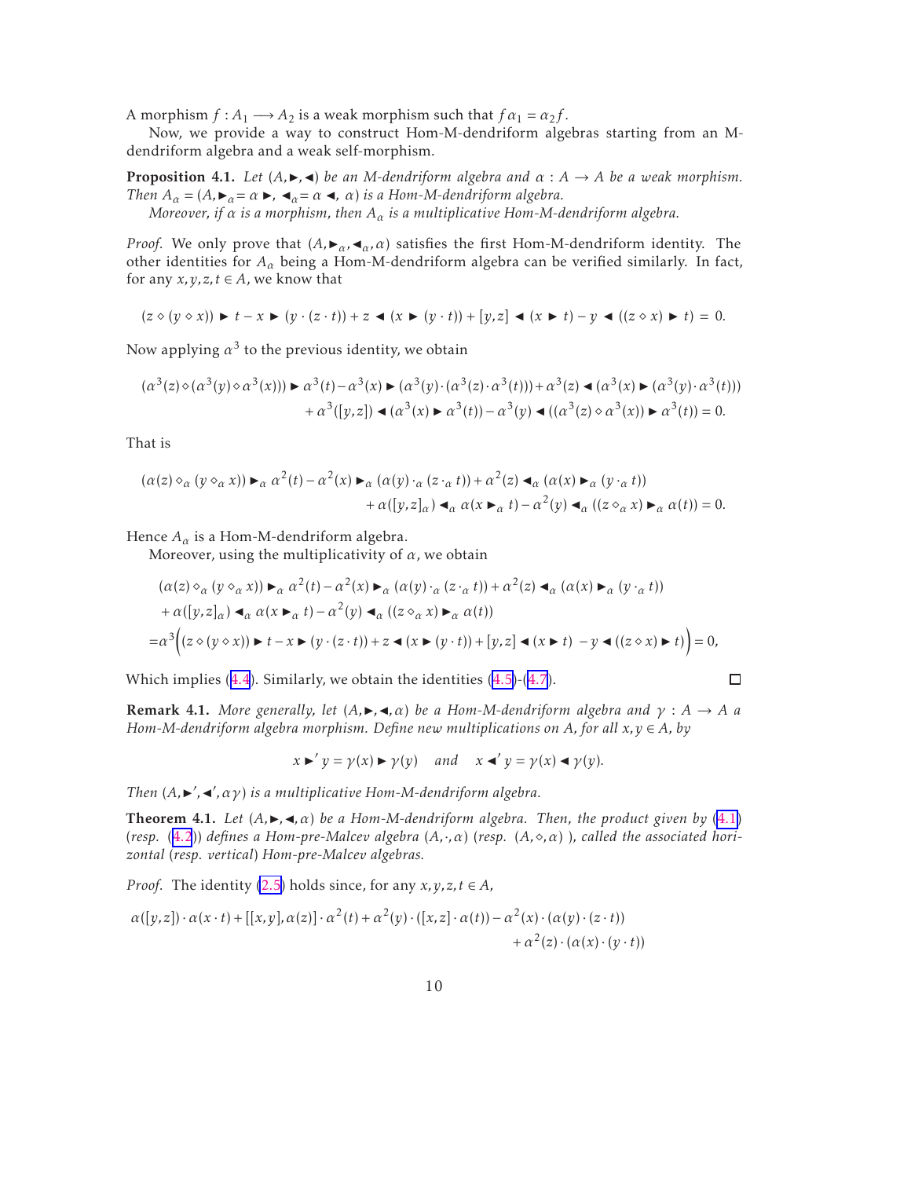A morphism $f : A_1 \longrightarrow A_2$ is a weak morphism such that $f\alpha_1 = \alpha_2 f$.

Now, we provide a way to construct Hom-M-dendriform algebras starting from an M-dendriform algebra and a weak self-morphism.

**Proposition 4.1.** *Let $(A, \blacktriangleright, \blacktriangleleft)$ be an M-dendriform algebra and $\alpha : A \to A$ be a weak morphism. Then $A_\alpha = (A, \blacktriangleright_\alpha = \alpha \blacktriangleright, \blacktriangleleft_\alpha = \alpha \blacktriangleleft, \alpha)$ is a Hom-M-dendriform algebra.*

*Moreover, if $\alpha$ is a morphism, then $A_\alpha$ is a multiplicative Hom-M-dendriform algebra.*

*Proof.* We only prove that $(A, \blacktriangleright_\alpha, \blacktriangleleft_\alpha, \alpha)$ satisfies the first Hom-M-dendriform identity. The other identities for $A_\alpha$ being a Hom-M-dendriform algebra can be verified similarly. In fact, for any $x, y, z, t \in A$, we know that

$$(z \diamond (y \diamond x)) \blacktriangleright t - x \blacktriangleright (y \cdot (z \cdot t)) + z \blacktriangleleft (x \blacktriangleright (y \cdot t)) + [y, z] \blacktriangleleft (x \blacktriangleright t) - y \blacktriangleleft ((z \diamond x) \blacktriangleright t) = 0.$$

Now applying $\alpha^3$ to the previous identity, we obtain

$$\begin{aligned}(\alpha^3(z) \diamond (\alpha^3(y) \diamond \alpha^3(x))) \blacktriangleright \alpha^3(t) - \alpha^3(x) \blacktriangleright (\alpha^3(y) \cdot (\alpha^3(z) \cdot \alpha^3(t))) + \alpha^3(z) \blacktriangleleft (\alpha^3(x) \blacktriangleright (\alpha^3(y) \cdot \alpha^3(t))) \\ + \alpha^3([y, z]) \blacktriangleleft (\alpha^3(x) \blacktriangleright \alpha^3(t)) - \alpha^3(y) \blacktriangleleft ((\alpha^3(z) \diamond \alpha^3(x)) \blacktriangleright \alpha^3(t)) = 0.\end{aligned}$$

That is

$$\begin{aligned}(\alpha(z) \diamond_\alpha (y \diamond_\alpha x)) \blacktriangleright_\alpha \alpha^2(t) - \alpha^2(x) \blacktriangleright_\alpha (\alpha(y) \cdot_\alpha (z \cdot_\alpha t)) + \alpha^2(z) \blacktriangleleft_\alpha (\alpha(x) \blacktriangleright_\alpha (y \cdot_\alpha t)) \\ + \alpha([y, z]_\alpha) \blacktriangleleft_\alpha \alpha(x \blacktriangleright_\alpha t) - \alpha^2(y) \blacktriangleleft_\alpha ((z \diamond_\alpha x) \blacktriangleright_\alpha \alpha(t)) = 0.\end{aligned}$$

Hence $A_\alpha$ is a Hom-M-dendriform algebra.

Moreover, using the multiplicativity of $\alpha$, we obtain

$$\begin{aligned}&(\alpha(z) \diamond_\alpha (y \diamond_\alpha x)) \blacktriangleright_\alpha \alpha^2(t) - \alpha^2(x) \blacktriangleright_\alpha (\alpha(y) \cdot_\alpha (z \cdot_\alpha t)) + \alpha^2(z) \blacktriangleleft_\alpha (\alpha(x) \blacktriangleright_\alpha (y \cdot_\alpha t)) \\ &+ \alpha([y, z]_\alpha) \blacktriangleleft_\alpha \alpha(x \blacktriangleright_\alpha t) - \alpha^2(y) \blacktriangleleft_\alpha ((z \diamond_\alpha x) \blacktriangleright_\alpha \alpha(t)) \\ =&\alpha^3\Big((z \diamond (y \diamond x)) \blacktriangleright t - x \blacktriangleright (y \cdot (z \cdot t)) + z \blacktriangleleft (x \blacktriangleright (y \cdot t)) + [y, z] \blacktriangleleft (x \blacktriangleright t) \; - y \blacktriangleleft ((z \diamond x) \blacktriangleright t)\Big) = 0,\end{aligned}$$

Which implies (4.4). Similarly, we obtain the identities (4.5)-(4.7). $\square$

**Remark 4.1.** *More generally, let $(A, \blacktriangleright, \blacktriangleleft, \alpha)$ be a Hom-M-dendriform algebra and $\gamma : A \to A$ a Hom-M-dendriform algebra morphism. Define new multiplications on $A$, for all $x, y \in A$, by*

$$x \blacktriangleright' y = \gamma(x) \blacktriangleright \gamma(y) \quad \text{and} \quad x \blacktriangleleft' y = \gamma(x) \blacktriangleleft \gamma(y).$$

*Then $(A, \blacktriangleright', \blacktriangleleft', \alpha\gamma)$ is a multiplicative Hom-M-dendriform algebra.*

**Theorem 4.1.** *Let $(A, \blacktriangleright, \blacktriangleleft, \alpha)$ be a Hom-M-dendriform algebra. Then, the product given by (4.1) (resp. (4.2)) defines a Hom-pre-Malcev algebra $(A, \cdot, \alpha)$ (resp. $(A, \diamond, \alpha)$ ), called the associated horizontal (resp. vertical) Hom-pre-Malcev algebras.*

*Proof.* The identity (2.5) holds since, for any $x, y, z, t \in A$,

$$\begin{aligned}\alpha([y, z]) \cdot \alpha(x \cdot t) + [[x, y], \alpha(z)] \cdot \alpha^2(t) + \alpha^2(y) \cdot ([x, z] \cdot \alpha(t)) - \alpha^2(x) \cdot (\alpha(y) \cdot (z \cdot t)) \\ + \alpha^2(z) \cdot (\alpha(x) \cdot (y \cdot t))\end{aligned}$$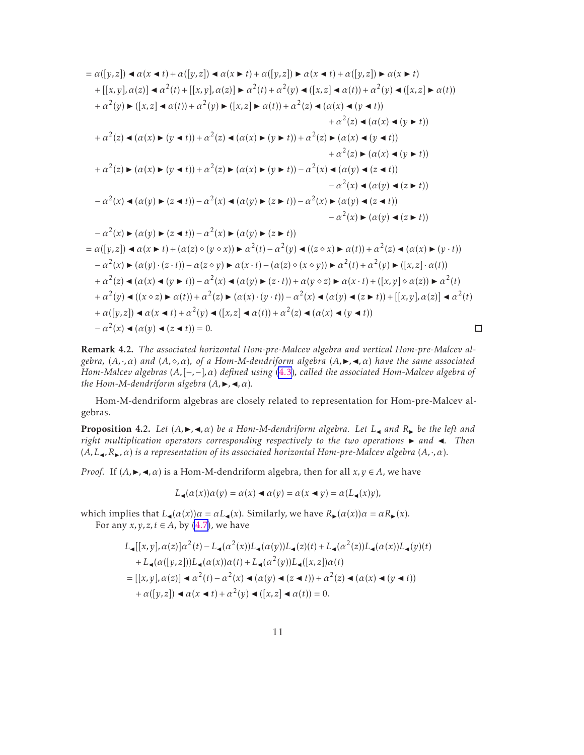$$
\begin{aligned}
&= \alpha([y,z]) \blacktriangleleft \alpha(x \blacktriangleleft t) + \alpha([y,z]) \blacktriangleleft \alpha(x \blacktriangleright t) + \alpha([y,z]) \blacktriangleright \alpha(x \blacktriangleleft t) + \alpha([y,z]) \blacktriangleright \alpha(x \blacktriangleright t) \\
&\quad + [[x,y],\alpha(z)] \blacktriangleleft \alpha^2(t) + [[x,y],\alpha(z)] \blacktriangleright \alpha^2(t) + \alpha^2(y) \blacktriangleleft ([x,z] \blacktriangleleft \alpha(t)) + \alpha^2(y) \blacktriangleleft ([x,z] \blacktriangleright \alpha(t)) \\
&\quad + \alpha^2(y) \blacktriangleright ([x,z] \blacktriangleleft \alpha(t)) + \alpha^2(y) \blacktriangleright ([x,z] \blacktriangleright \alpha(t)) + \alpha^2(z) \blacktriangleleft (\alpha(x) \blacktriangleleft (y \blacktriangleleft t)) \\
&\qquad + \alpha^2(z) \blacktriangleleft (\alpha(x) \blacktriangleleft (y \blacktriangleright t)) \\
&\quad + \alpha^2(z) \blacktriangleleft (\alpha(x) \blacktriangleright (y \blacktriangleleft t)) + \alpha^2(z) \blacktriangleleft (\alpha(x) \blacktriangleright (y \blacktriangleright t)) + \alpha^2(z) \blacktriangleright (\alpha(x) \blacktriangleleft (y \blacktriangleleft t)) \\
&\qquad + \alpha^2(z) \blacktriangleright (\alpha(x) \blacktriangleleft (y \blacktriangleright t)) \\
&\quad + \alpha^2(z) \blacktriangleright (\alpha(x) \blacktriangleright (y \blacktriangleleft t)) + \alpha^2(z) \blacktriangleright (\alpha(x) \blacktriangleright (y \blacktriangleright t)) - \alpha^2(x) \blacktriangleleft (\alpha(y) \blacktriangleleft (z \blacktriangleleft t)) \\
&\qquad - \alpha^2(x) \blacktriangleleft (\alpha(y) \blacktriangleleft (z \blacktriangleright t)) \\
&\quad - \alpha^2(x) \blacktriangleleft (\alpha(y) \blacktriangleright (z \blacktriangleleft t)) - \alpha^2(x) \blacktriangleleft (\alpha(y) \blacktriangleright (z \blacktriangleright t)) - \alpha^2(x) \blacktriangleright (\alpha(y) \blacktriangleleft (z \blacktriangleleft t)) \\
&\qquad - \alpha^2(x) \blacktriangleright (\alpha(y) \blacktriangleleft (z \blacktriangleright t)) \\
&\quad - \alpha^2(x) \blacktriangleright (\alpha(y) \blacktriangleright (z \blacktriangleleft t)) - \alpha^2(x) \blacktriangleright (\alpha(y) \blacktriangleright (z \blacktriangleright t)) \\
&= \alpha([y,z]) \blacktriangleleft \alpha(x \blacktriangleright t) + (\alpha(z) \diamond (y \diamond x)) \blacktriangleright \alpha^2(t) - \alpha^2(y) \blacktriangleleft ((z \diamond x) \blacktriangleright \alpha(t)) + \alpha^2(z) \blacktriangleleft (\alpha(x) \blacktriangleright (y \cdot t)) \\
&\quad - \alpha^2(x) \blacktriangleright (\alpha(y) \cdot (z \cdot t)) - \alpha(z \diamond y) \blacktriangleright \alpha(x \cdot t) - (\alpha(z) \diamond (x \diamond y)) \blacktriangleright \alpha^2(t) + \alpha^2(y) \blacktriangleright ([x,z] \cdot \alpha(t)) \\
&\quad + \alpha^2(z) \blacktriangleleft (\alpha(x) \blacktriangleleft (y \blacktriangleright t)) - \alpha^2(x) \blacktriangleleft (\alpha(y) \blacktriangleright (z \cdot t)) + \alpha(y \diamond z) \blacktriangleright \alpha(x \cdot t) + ([x,y] \diamond \alpha(z)) \blacktriangleright \alpha^2(t) \\
&\quad + \alpha^2(y) \blacktriangleleft ((x \diamond z) \blacktriangleright \alpha(t)) + \alpha^2(z) \blacktriangleright (\alpha(x) \cdot (y \cdot t)) - \alpha^2(x) \blacktriangleleft (\alpha(y) \blacktriangleleft (z \blacktriangleright t)) + [[x,y],\alpha(z)] \blacktriangleleft \alpha^2(t) \\
&\quad + \alpha([y,z]) \blacktriangleleft \alpha(x \blacktriangleleft t) + \alpha^2(y) \blacktriangleleft ([x,z] \blacktriangleleft \alpha(t)) + \alpha^2(z) \blacktriangleleft (\alpha(x) \blacktriangleleft (y \blacktriangleleft t)) \\
&\quad - \alpha^2(x) \blacktriangleleft (\alpha(y) \blacktriangleleft (z \blacktriangleleft t)) = 0.
\end{aligned}
$$

□

**Remark 4.2.** *The associated horizontal Hom-pre-Malcev algebra and vertical Hom-pre-Malcev algebra, $(A,\cdot,\alpha)$ and $(A,\diamond,\alpha)$, of a Hom-M-dendriform algebra $(A,\blacktriangleright,\blacktriangleleft,\alpha)$ have the same associated Hom-Malcev algebras $(A,[-,-],\alpha)$ defined using (4.3), called the associated Hom-Malcev algebra of the Hom-M-dendriform algebra $(A,\blacktriangleright,\blacktriangleleft,\alpha)$.*

Hom-M-dendriform algebras are closely related to representation for Hom-pre-Malcev algebras.

**Proposition 4.2.** *Let $(A,\blacktriangleright,\blacktriangleleft,\alpha)$ be a Hom-M-dendriform algebra. Let $L_\blacktriangleleft$ and $R_\blacktriangleright$ be the left and right multiplication operators corresponding respectively to the two operations $\blacktriangleright$ and $\blacktriangleleft$. Then $(A,L_\blacktriangleleft,R_\blacktriangleright,\alpha)$ is a representation of its associated horizontal Hom-pre-Malcev algebra $(A,\cdot,\alpha)$.*

*Proof.* If $(A,\blacktriangleright,\blacktriangleleft,\alpha)$ is a Hom-M-dendriform algebra, then for all $x,y \in A$, we have

$$
L_\blacktriangleleft(\alpha(x))\alpha(y) = \alpha(x) \blacktriangleleft \alpha(y) = \alpha(x \blacktriangleleft y) = \alpha(L_\blacktriangleleft(x)y),
$$

which implies that $L_\blacktriangleleft(\alpha(x))\alpha = \alpha L_\blacktriangleleft(x)$. Similarly, we have $R_\blacktriangleright(\alpha(x))\alpha = \alpha R_\blacktriangleright(x)$.

For any $x,y,z,t \in A$, by (4.7), we have

$$
\begin{aligned}
&L_\blacktriangleleft[[x,y],\alpha(z)]\alpha^2(t) - L_\blacktriangleleft(\alpha^2(x))L_\blacktriangleleft(\alpha(y))L_\blacktriangleleft(z)(t) + L_\blacktriangleleft(\alpha^2(z))L_\blacktriangleleft(\alpha(x))L_\blacktriangleleft(y)(t) \\
&\quad + L_\blacktriangleleft(\alpha([y,z]))L_\blacktriangleleft(\alpha(x))\alpha(t) + L_\blacktriangleleft(\alpha^2(y))L_\blacktriangleleft([x,z])\alpha(t) \\
&= [[x,y],\alpha(z)] \blacktriangleleft \alpha^2(t) - \alpha^2(x) \blacktriangleleft (\alpha(y) \blacktriangleleft (z \blacktriangleleft t)) + \alpha^2(z) \blacktriangleleft (\alpha(x) \blacktriangleleft (y \blacktriangleleft t)) \\
&\quad + \alpha([y,z]) \blacktriangleleft \alpha(x \blacktriangleleft t) + \alpha^2(y) \blacktriangleleft ([x,z] \blacktriangleleft \alpha(t)) = 0.
\end{aligned}
$$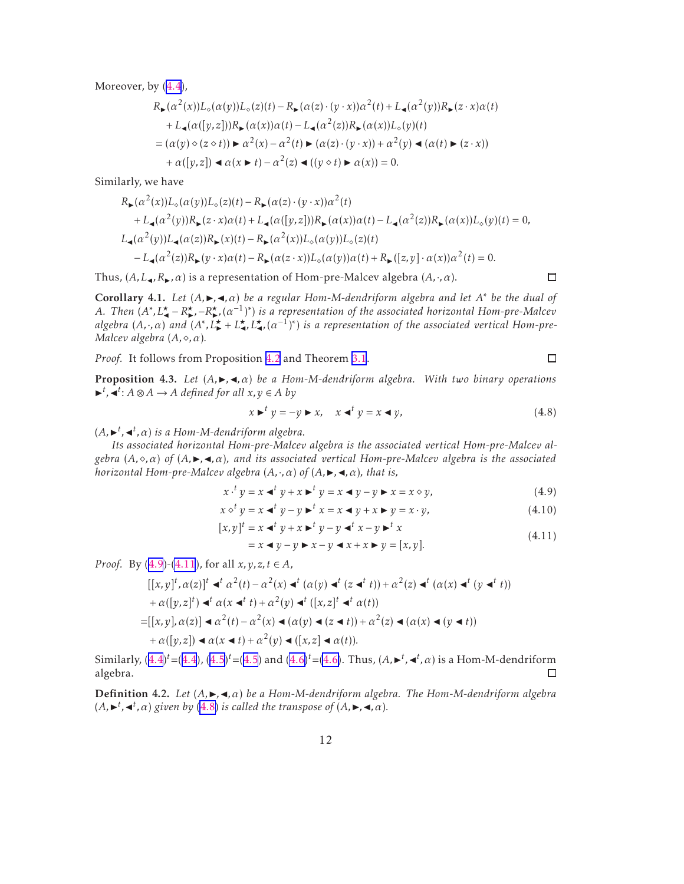Moreover, by (4.4),

$$
\begin{aligned}
&R_{\blacktriangleright}(\alpha^2(x))L_{\diamond}(\alpha(y))L_{\diamond}(z)(t) - R_{\blacktriangleright}(\alpha(z)\cdot(y\cdot x))\alpha^2(t) + L_{\blacktriangleleft}(\alpha^2(y))R_{\blacktriangleright}(z\cdot x)\alpha(t)\\
&\quad + L_{\blacktriangleleft}(\alpha([y,z]))R_{\blacktriangleright}(\alpha(x))\alpha(t) - L_{\blacktriangleleft}(\alpha^2(z))R_{\blacktriangleright}(\alpha(x))L_{\diamond}(y)(t)\\
&= (\alpha(y)\diamond(z\diamond t))\blacktriangleright \alpha^2(x) - \alpha^2(t)\blacktriangleright(\alpha(z)\cdot(y\cdot x)) + \alpha^2(y)\blacktriangleleft(\alpha(t)\blacktriangleright(z\cdot x))\\
&\quad + \alpha([y,z])\blacktriangleleft \alpha(x\blacktriangleright t) - \alpha^2(z)\blacktriangleleft((y\diamond t)\blacktriangleright \alpha(x)) = 0.
\end{aligned}
$$

Similarly, we have

$$
\begin{aligned}
&R_{\blacktriangleright}(\alpha^2(x))L_{\diamond}(\alpha(y))L_{\diamond}(z)(t) - R_{\blacktriangleright}(\alpha(z)\cdot(y\cdot x))\alpha^2(t)\\
&\quad + L_{\blacktriangleleft}(\alpha^2(y))R_{\blacktriangleright}(z\cdot x)\alpha(t) + L_{\blacktriangleleft}(\alpha([y,z]))R_{\blacktriangleright}(\alpha(x))\alpha(t) - L_{\blacktriangleleft}(\alpha^2(z))R_{\blacktriangleright}(\alpha(x))L_{\diamond}(y)(t) = 0,\\
&L_{\blacktriangleleft}(\alpha^2(y))L_{\blacktriangleleft}(\alpha(z))R_{\blacktriangleright}(x)(t) - R_{\blacktriangleright}(\alpha^2(x))L_{\diamond}(\alpha(y))L_{\diamond}(z)(t)\\
&\quad - L_{\blacktriangleleft}(\alpha^2(z))R_{\blacktriangleright}(y\cdot x)\alpha(t) - R_{\blacktriangleright}(\alpha(z\cdot x))L_{\diamond}(\alpha(y))\alpha(t) + R_{\blacktriangleright}([z,y]\cdot\alpha(x))\alpha^2(t) = 0.
\end{aligned}
$$

Thus, $(A, L_{\blacktriangleleft}, R_{\blacktriangleright}, \alpha)$ is a representation of Hom-pre-Malcev algebra $(A,\cdot,\alpha)$. □

**Corollary 4.1.** *Let $(A,\blacktriangleright,\blacktriangleleft,\alpha)$ be a regular Hom-M-dendriform algebra and let $A^*$ be the dual of $A$. Then $(A^*, L^{\star}_{\blacktriangleleft} - R^{\star}_{\blacktriangleright}, -R^{\star}_{\blacktriangleright}, (\alpha^{-1})^*)$ is a representation of the associated horizontal Hom-pre-Malcev algebra $(A,\cdot,\alpha)$ and $(A^*, L^{\star}_{\blacktriangleright} + L^{\star}_{\blacktriangleleft}, L^{\star}_{\blacktriangleleft}, (\alpha^{-1})^*)$ is a representation of the associated vertical Hom-pre-Malcev algebra $(A,\diamond,\alpha)$.*

*Proof.* It follows from Proposition 4.2 and Theorem 3.1. □

**Proposition 4.3.** *Let $(A,\blacktriangleright,\blacktriangleleft,\alpha)$ be a Hom-M-dendriform algebra. With two binary operations $\blacktriangleright^t, \blacktriangleleft^t : A\otimes A \to A$ defined for all $x,y\in A$ by*

$$
x\blacktriangleright^t y = -y\blacktriangleright x,\quad x\blacktriangleleft^t y = x\blacktriangleleft y, \tag{4.8}
$$

*$(A,\blacktriangleright^t,\blacktriangleleft^t,\alpha)$ is a Hom-M-dendriform algebra.*

*Its associated horizontal Hom-pre-Malcev algebra is the associated vertical Hom-pre-Malcev algebra $(A,\diamond,\alpha)$ of $(A,\blacktriangleright,\blacktriangleleft,\alpha)$, and its associated vertical Hom-pre-Malcev algebra is the associated horizontal Hom-pre-Malcev algebra $(A,\cdot,\alpha)$ of $(A,\blacktriangleright,\blacktriangleleft,\alpha)$, that is,*

$$
x\cdot^t y = x\blacktriangleleft^t y + x\blacktriangleright^t y = x\blacktriangleleft y - y\blacktriangleright x = x\diamond y, \tag{4.9}
$$

$$
x\diamond^t y = x\blacktriangleleft^t y - y\blacktriangleright^t x = x\blacktriangleleft y + x\blacktriangleright y = x\cdot y, \tag{4.10}
$$

$$
\begin{aligned}
[x,y]^t &= x\blacktriangleleft^t y + x\blacktriangleright^t y - y\blacktriangleleft^t x - y\blacktriangleright^t x\\
&= x\blacktriangleleft y - y\blacktriangleright x - y\blacktriangleleft x + x\blacktriangleright y = [x,y].
\end{aligned} \tag{4.11}
$$

*Proof.* By (4.9)-(4.11), for all $x,y,z,t\in A$,

$$
\begin{aligned}
&[[x,y]^t,\alpha(z)]^t \blacktriangleleft^t \alpha^2(t) - \alpha^2(x)\blacktriangleleft^t(\alpha(y)\blacktriangleleft^t(z\blacktriangleleft^t t)) + \alpha^2(z)\blacktriangleleft^t(\alpha(x)\blacktriangleleft^t(y\blacktriangleleft^t t))\\
&\quad + \alpha([y,z]^t)\blacktriangleleft^t \alpha(x\blacktriangleleft^t t) + \alpha^2(y)\blacktriangleleft^t([x,z]^t\blacktriangleleft^t \alpha(t))\\
&= [[x,y],\alpha(z)]\blacktriangleleft \alpha^2(t) - \alpha^2(x)\blacktriangleleft(\alpha(y)\blacktriangleleft(z\blacktriangleleft t)) + \alpha^2(z)\blacktriangleleft(\alpha(x)\blacktriangleleft(y\blacktriangleleft t))\\
&\quad + \alpha([y,z])\blacktriangleleft \alpha(x\blacktriangleleft t) + \alpha^2(y)\blacktriangleleft([x,z]\blacktriangleleft \alpha(t)).
\end{aligned}
$$

Similarly, $(4.4)^t$=(4.4), $(4.5)^t$=(4.5) and $(4.6)^t$=(4.6). Thus, $(A,\blacktriangleright^t,\blacktriangleleft^t,\alpha)$ is a Hom-M-dendriform algebra. □

**Definition 4.2.** *Let $(A,\blacktriangleright,\blacktriangleleft,\alpha)$ be a Hom-M-dendriform algebra. The Hom-M-dendriform algebra $(A,\blacktriangleright^t,\blacktriangleleft^t,\alpha)$ given by (4.8) is called the transpose of $(A,\blacktriangleright,\blacktriangleleft,\alpha)$.*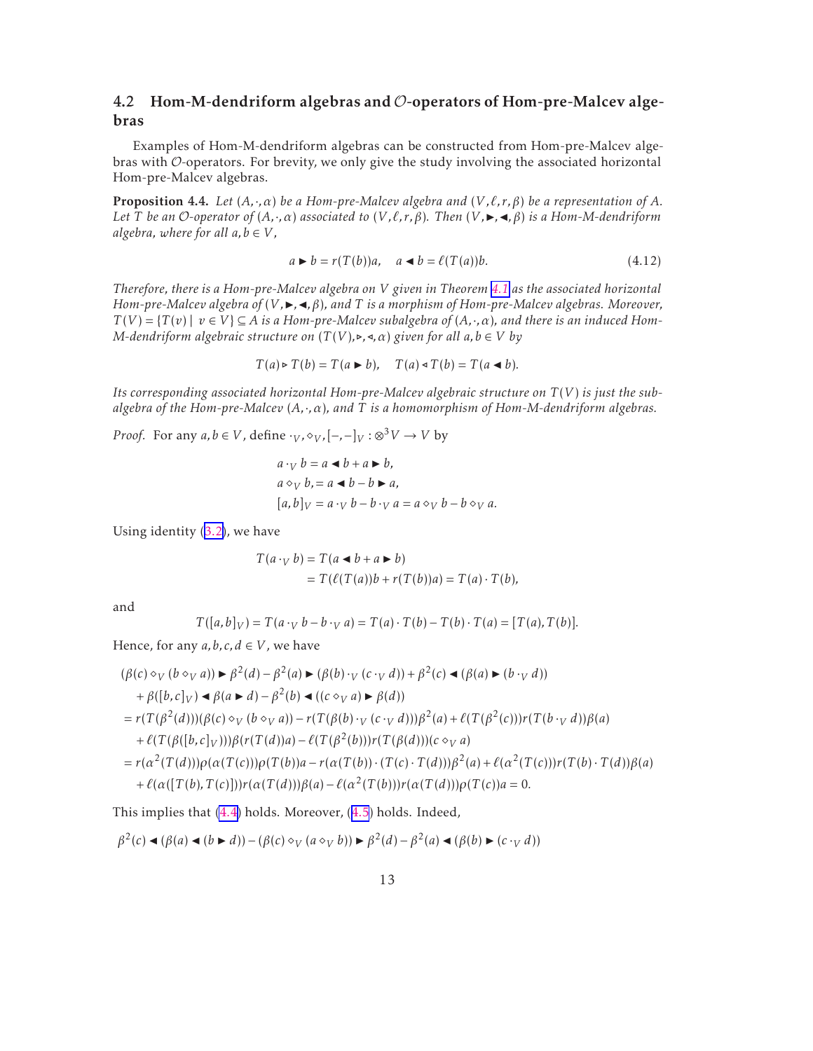## 4.2 Hom-M-dendriform algebras and $\mathcal{O}$-operators of Hom-pre-Malcev algebras

Examples of Hom-M-dendriform algebras can be constructed from Hom-pre-Malcev algebras with $\mathcal{O}$-operators. For brevity, we only give the study involving the associated horizontal Hom-pre-Malcev algebras.

**Proposition 4.4.** *Let $(A,\cdot,\alpha)$ be a Hom-pre-Malcev algebra and $(V,\ell,r,\beta)$ be a representation of $A$. Let $T$ be an $\mathcal{O}$-operator of $(A,\cdot,\alpha)$ associated to $(V,\ell,r,\beta)$. Then $(V,\blacktriangleright,\blacktriangleleft,\beta)$ is a Hom-M-dendriform algebra, where for all $a,b\in V$,*

$$a\blacktriangleright b = r(T(b))a,\quad a\blacktriangleleft b = \ell(T(a))b. \tag{4.12}$$

*Therefore, there is a Hom-pre-Malcev algebra on $V$ given in Theorem 4.1 as the associated horizontal Hom-pre-Malcev algebra of $(V,\blacktriangleright,\blacktriangleleft,\beta)$, and $T$ is a morphism of Hom-pre-Malcev algebras. Moreover, $T(V)=\{T(v)\mid v\in V\}\subseteq A$ is a Hom-pre-Malcev subalgebra of $(A,\cdot,\alpha)$, and there is an induced Hom-M-dendriform algebraic structure on $(T(V),\triangleright,\triangleleft,\alpha)$ given for all $a,b\in V$ by*

$$T(a)\triangleright T(b) = T(a\blacktriangleright b),\quad T(a)\triangleleft T(b)=T(a\blacktriangleleft b).$$

*Its corresponding associated horizontal Hom-pre-Malcev algebraic structure on $T(V)$ is just the subalgebra of the Hom-pre-Malcev $(A,\cdot,\alpha)$, and $T$ is a homomorphism of Hom-M-dendriform algebras.*

*Proof.* For any $a,b\in V$, define $\cdot_V,\diamond_V,[-,-]_V:\otimes^3 V\to V$ by

$$\begin{aligned}
&a\cdot_V b = a\blacktriangleleft b + a\blacktriangleright b,\\
&a\diamond_V b, = a\blacktriangleleft b - b\blacktriangleright a,\\
&[a,b]_V = a\cdot_V b - b\cdot_V a = a\diamond_V b - b\diamond_V a.
\end{aligned}$$

Using identity (3.2), we have

$$\begin{aligned}
T(a\cdot_V b) &= T(a\blacktriangleleft b + a\blacktriangleright b)\\
&= T(\ell(T(a))b + r(T(b))a) = T(a)\cdot T(b),
\end{aligned}$$

and

$$T([a,b]_V) = T(a\cdot_V b - b\cdot_V a) = T(a)\cdot T(b) - T(b)\cdot T(a) = [T(a),T(b)].$$

Hence, for any $a,b,c,d\in V$, we have

$$\begin{aligned}
&(\beta(c)\diamond_V(b\diamond_V a))\blacktriangleright\beta^2(d) - \beta^2(a)\blacktriangleright(\beta(b)\cdot_V(c\cdot_V d)) + \beta^2(c)\blacktriangleleft(\beta(a)\blacktriangleright(b\cdot_V d))\\
&\quad+\beta([b,c]_V)\blacktriangleleft\beta(a\blacktriangleright d) - \beta^2(b)\blacktriangleleft((c\diamond_V a)\blacktriangleright\beta(d))\\
&= r(T(\beta^2(d)))(\beta(c)\diamond_V(b\diamond_V a)) - r(T(\beta(b)\cdot_V(c\cdot_V d)))\beta^2(a) + \ell(T(\beta^2(c)))r(T(b\cdot_V d))\beta(a)\\
&\quad+\ell(T(\beta([b,c]_V)))\beta(r(T(d))a) - \ell(T(\beta^2(b)))r(T(\beta(d)))(c\diamond_V a)\\
&= r(\alpha^2(T(d)))\rho(\alpha(T(c)))\rho(T(b))a - r(\alpha(T(b))\cdot(T(c)\cdot T(d)))\beta^2(a) + \ell(\alpha^2(T(c)))r(T(b)\cdot T(d))\beta(a)\\
&\quad+\ell(\alpha([T(b),T(c)]))r(\alpha(T(d)))\beta(a) - \ell(\alpha^2(T(b)))r(\alpha(T(d)))\rho(T(c))a = 0.
\end{aligned}$$

This implies that (4.4) holds. Moreover, (4.5) holds. Indeed,

$$\beta^2(c)\blacktriangleleft(\beta(a)\blacktriangleleft(b\blacktriangleright d)) - (\beta(c)\diamond_V(a\diamond_V b))\blacktriangleright\beta^2(d) - \beta^2(a)\blacktriangleleft(\beta(b)\blacktriangleright(c\cdot_V d))$$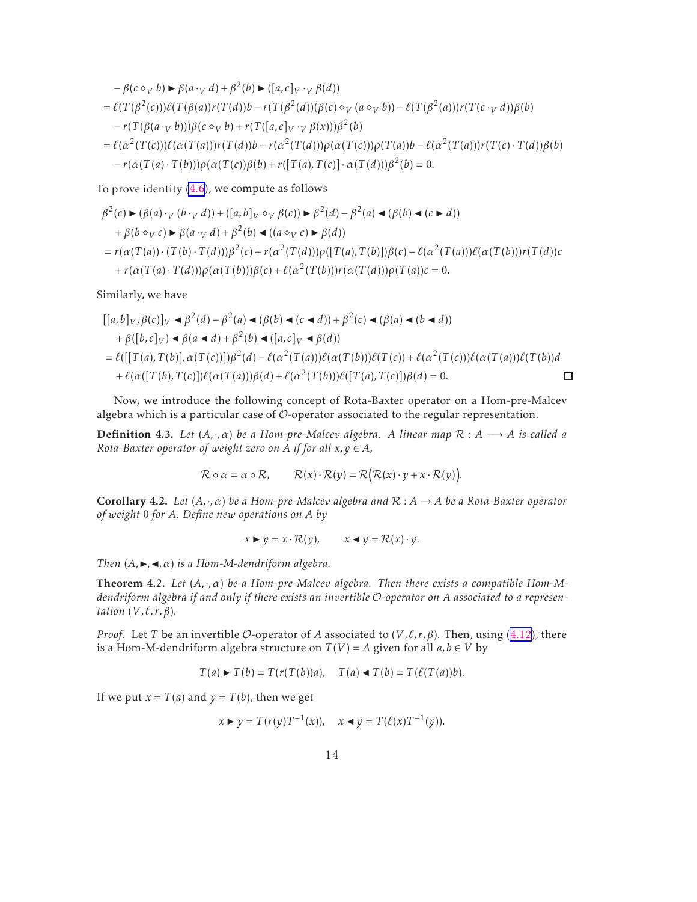$$
\begin{aligned}
&-\beta(c\diamond_V b)\blacktriangleright\beta(a\cdot_V d)+\beta^2(b)\blacktriangleright([a,c]_V\cdot_V\beta(d))\\
&=\ell(T(\beta^2(c)))\ell(T(\beta(a))r(T(d))b-r(T(\beta^2(d))(\beta(c)\diamond_V(a\diamond_V b))-\ell(T(\beta^2(a)))r(T(c\cdot_V d))\beta(b)\\
&\quad-r(T(\beta(a\cdot_V b)))\beta(c\diamond_V b)+r(T([a,c]_V\cdot_V\beta(x)))\beta^2(b)\\
&=\ell(\alpha^2(T(c)))\ell(\alpha(T(a)))r(T(d))b-r(\alpha^2(T(d)))\rho(\alpha(T(c)))\rho(T(a))b-\ell(\alpha^2(T(a)))r(T(c)\cdot T(d))\beta(b)\\
&\quad-r(\alpha(T(a)\cdot T(b)))\rho(\alpha(T(c))\beta(b)+r([T(a),T(c)]\cdot\alpha(T(d)))\beta^2(b)=0.
\end{aligned}
$$

To prove identity (4.6), we compute as follows

$$
\begin{aligned}
&\beta^2(c)\blacktriangleright(\beta(a)\cdot_V(b\cdot_V d))+([a,b]_V\diamond_V\beta(c))\blacktriangleright\beta^2(d)-\beta^2(a)\blacktriangleleft(\beta(b)\blacktriangleleft(c\blacktriangleright d))\\
&\quad+\beta(b\diamond_V c)\blacktriangleright\beta(a\cdot_V d)+\beta^2(b)\blacktriangleleft((a\diamond_V c)\blacktriangleright\beta(d))\\
&=r(\alpha(T(a))\cdot(T(b)\cdot T(d)))\beta^2(c)+r(\alpha^2(T(d)))\rho([T(a),T(b)])\beta(c)-\ell(\alpha^2(T(a)))\ell(\alpha(T(b)))r(T(d))c\\
&\quad+r(\alpha(T(a)\cdot T(d)))\rho(\alpha(T(b)))\beta(c)+\ell(\alpha^2(T(b)))r(\alpha(T(d)))\rho(T(a))c=0.
\end{aligned}
$$

Similarly, we have

$$
\begin{aligned}
&[[a,b]_V,\beta(c)]_V\blacktriangleleft\beta^2(d)-\beta^2(a)\blacktriangleleft(\beta(b)\blacktriangleleft(c\blacktriangleleft d))+\beta^2(c)\blacktriangleleft(\beta(a)\blacktriangleleft(b\blacktriangleleft d))\\
&\quad+\beta([b,c]_V)\blacktriangleleft\beta(a\blacktriangleleft d)+\beta^2(b)\blacktriangleleft([a,c]_V\blacktriangleleft\beta(d))\\
&=\ell([[T(a),T(b)],\alpha(T(c))])\beta^2(d)-\ell(\alpha^2(T(a)))\ell(\alpha(T(b)))\ell(T(c))+\ell(\alpha^2(T(c)))\ell(\alpha(T(a)))\ell(T(b))d\\
&\quad+\ell(\alpha([T(b),T(c)])\ell(\alpha(T(a)))\beta(d)+\ell(\alpha^2(T(b)))\ell([T(a),T(c)])\beta(d)=0.
\end{aligned}
$$

□

Now, we introduce the following concept of Rota-Baxter operator on a Hom-pre-Malcev algebra which is a particular case of $\mathcal{O}$-operator associated to the regular representation.

**Definition 4.3.** *Let $(A,\cdot,\alpha)$ be a Hom-pre-Malcev algebra. A linear map $\mathcal{R}:A\longrightarrow A$ is called a Rota-Baxter operator of weight zero on $A$ if for all $x,y\in A$,*

$$
\mathcal{R}\circ\alpha=\alpha\circ\mathcal{R},\qquad \mathcal{R}(x)\cdot\mathcal{R}(y)=\mathcal{R}\big(\mathcal{R}(x)\cdot y+x\cdot\mathcal{R}(y)\big).
$$

**Corollary 4.2.** *Let $(A,\cdot,\alpha)$ be a Hom-pre-Malcev algebra and $\mathcal{R}:A\to A$ be a Rota-Baxter operator of weight $0$ for $A$. Define new operations on $A$ by*

$$
x\blacktriangleright y=x\cdot\mathcal{R}(y),\qquad x\blacktriangleleft y=\mathcal{R}(x)\cdot y.
$$

*Then $(A,\blacktriangleright,\blacktriangleleft,\alpha)$ is a Hom-M-dendriform algebra.*

**Theorem 4.2.** *Let $(A,\cdot,\alpha)$ be a Hom-pre-Malcev algebra. Then there exists a compatible Hom-M-dendriform algebra if and only if there exists an invertible $\mathcal{O}$-operator on $A$ associated to a representation $(V,\ell,r,\beta)$.*

*Proof.* Let $T$ be an invertible $\mathcal{O}$-operator of $A$ associated to $(V,\ell,r,\beta)$. Then, using (4.12), there is a Hom-M-dendriform algebra structure on $T(V)=A$ given for all $a,b\in V$ by

$$
T(a)\blacktriangleright T(b)=T(r(T(b))a),\quad T(a)\blacktriangleleft T(b)=T(\ell(T(a))b).
$$

If we put $x=T(a)$ and $y=T(b)$, then we get

$$
x\blacktriangleright y=T(r(y)T^{-1}(x)),\quad x\blacktriangleleft y=T(\ell(x)T^{-1}(y)).
$$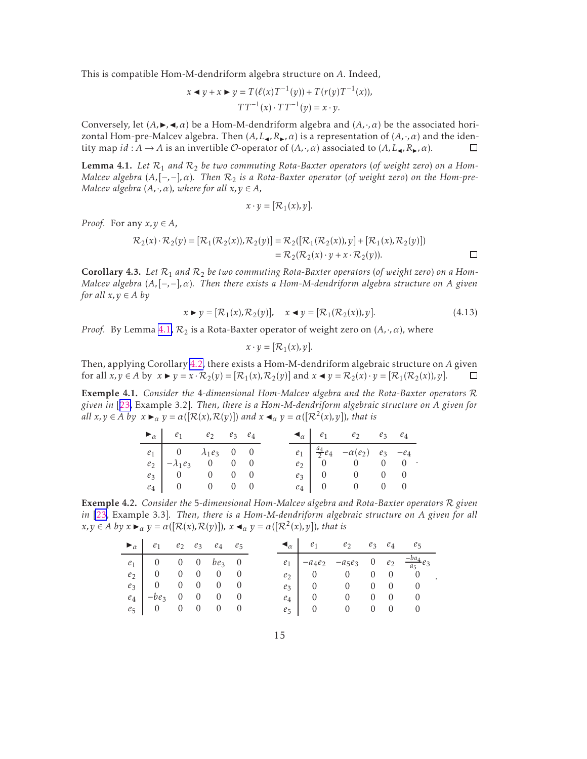This is compatible Hom-M-dendriform algebra structure on $A$. Indeed,

$$x \blacktriangleleft y + x \blacktriangleright y = T(\ell(x)T^{-1}(y)) + T(r(y)T^{-1}(x)),$$
$$TT^{-1}(x) \cdot TT^{-1}(y) = x \cdot y.$$

Conversely, let $(A, \blacktriangleright, \blacktriangleleft, \alpha)$ be a Hom-M-dendriform algebra and $(A, \cdot, \alpha)$ be the associated horizontal Hom-pre-Malcev algebra. Then $(A, L_\blacktriangleleft, R_\blacktriangleright, \alpha)$ is a representation of $(A, \cdot, \alpha)$ and the identity map $id : A \to A$ is an invertible $\mathcal{O}$-operator of $(A, \cdot, \alpha)$ associated to $(A, L_\blacktriangleleft, R_\blacktriangleright, \alpha)$. □

**Lemma 4.1.** *Let $\mathcal{R}_1$ and $\mathcal{R}_2$ be two commuting Rota-Baxter operators (of weight zero) on a Hom-Malcev algebra $(A, [-,-], \alpha)$. Then $\mathcal{R}_2$ is a Rota-Baxter operator (of weight zero) on the Hom-pre-Malcev algebra $(A, \cdot, \alpha)$, where for all $x, y \in A$,*

$$x \cdot y = [\mathcal{R}_1(x), y].$$

*Proof.* For any $x, y \in A$,

$$\begin{aligned}\mathcal{R}_2(x) \cdot \mathcal{R}_2(y) = [\mathcal{R}_1(\mathcal{R}_2(x)), \mathcal{R}_2(y)] &= \mathcal{R}_2([\mathcal{R}_1(\mathcal{R}_2(x)), y] + [\mathcal{R}_1(x), \mathcal{R}_2(y)]) \\ &= \mathcal{R}_2(\mathcal{R}_2(x) \cdot y + x \cdot \mathcal{R}_2(y)).\end{aligned}$$

□

**Corollary 4.3.** *Let $\mathcal{R}_1$ and $\mathcal{R}_2$ be two commuting Rota-Baxter operators (of weight zero) on a Hom-Malcev algebra $(A, [-,-], \alpha)$. Then there exists a Hom-M-dendriform algebra structure on $A$ given for all $x, y \in A$ by*

$$x \blacktriangleright y = [\mathcal{R}_1(x), \mathcal{R}_2(y)], \quad x \blacktriangleleft y = [\mathcal{R}_1(\mathcal{R}_2(x)), y]. \tag{4.13}$$

*Proof.* By Lemma 4.1, $\mathcal{R}_2$ is a Rota-Baxter operator of weight zero on $(A, \cdot, \alpha)$, where

$$x \cdot y = [\mathcal{R}_1(x), y].$$

Then, applying Corollary 4.2, there exists a Hom-M-dendriform algebraic structure on $A$ given for all $x, y \in A$ by $x \blacktriangleright y = x \cdot \mathcal{R}_2(y) = [\mathcal{R}_1(x), \mathcal{R}_2(y)]$ and $x \blacktriangleleft y = \mathcal{R}_2(x) \cdot y = [\mathcal{R}_1(\mathcal{R}_2(x)), y]$. □

**Exemple 4.1.** *Consider the 4-dimensional Hom-Malcev algebra and the Rota-Baxter operators $\mathcal{R}$ given in [23, Example 3.2]. Then, there is a Hom-M-dendriform algebraic structure on $A$ given for all $x, y \in A$ by $x \blacktriangleright_\alpha y = \alpha([\mathcal{R}(x), \mathcal{R}(y)])$ and $x \blacktriangleleft_\alpha y = \alpha([\mathcal{R}^2(x), y])$, that is*

| $\blacktriangleright_\alpha$ | $e_1$ | $e_2$ | $e_3$ | $e_4$ |
|---|---|---|---|---|
| $e_1$ | $0$ | $\lambda_1 e_3$ | $0$ | $0$ |
| $e_2$ | $-\lambda_1 e_3$ | $0$ | $0$ | $0$ |
| $e_3$ | $0$ | $0$ | $0$ | $0$ |
| $e_4$ | $0$ | $0$ | $0$ | $0$ |

| $\blacktriangleleft_\alpha$ | $e_1$ | $e_2$ | $e_3$ | $e_4$ |
|---|---|---|---|---|
| $e_1$ | $\frac{a_4}{2} e_4$ | $-\alpha(e_2)$ | $e_3$ | $-e_4$ |
| $e_2$ | $0$ | $0$ | $0$ | $0$ |
| $e_3$ | $0$ | $0$ | $0$ | $0$ |
| $e_4$ | $0$ | $0$ | $0$ | $0$ |

**Exemple 4.2.** *Consider the 5-dimensional Hom-Malcev algebra and Rota-Baxter operators $\mathcal{R}$ given in [23, Example 3.3]. Then, there is a Hom-M-dendriform algebraic structure on $A$ given for all $x, y \in A$ by $x \blacktriangleright_\alpha y = \alpha([\mathcal{R}(x), \mathcal{R}(y)])$, $x \blacktriangleleft_\alpha y = \alpha([\mathcal{R}^2(x), y])$, that is*

| $\blacktriangleright_\alpha$ | $e_1$ | $e_2$ | $e_3$ | $e_4$ | $e_5$ |
|---|---|---|---|---|---|
| $e_1$ | $0$ | $0$ | $0$ | $be_3$ | $0$ |
| $e_2$ | $0$ | $0$ | $0$ | $0$ | $0$ |
| $e_3$ | $0$ | $0$ | $0$ | $0$ | $0$ |
| $e_4$ | $-be_3$ | $0$ | $0$ | $0$ | $0$ |
| $e_5$ | $0$ | $0$ | $0$ | $0$ | $0$ |

| $\blacktriangleleft_\alpha$ | $e_1$ | $e_2$ | $e_3$ | $e_4$ | $e_5$ |
|---|---|---|---|---|---|
| $e_1$ | $-a_4 e_2$ | $-a_5 e_3$ | $0$ | $e_2$ | $\frac{-ba_4}{a_5} e_3$ |
| $e_2$ | $0$ | $0$ | $0$ | $0$ | $0$ |
| $e_3$ | $0$ | $0$ | $0$ | $0$ | $0$ |
| $e_4$ | $0$ | $0$ | $0$ | $0$ | $0$ |
| $e_5$ | $0$ | $0$ | $0$ | $0$ | $0$ |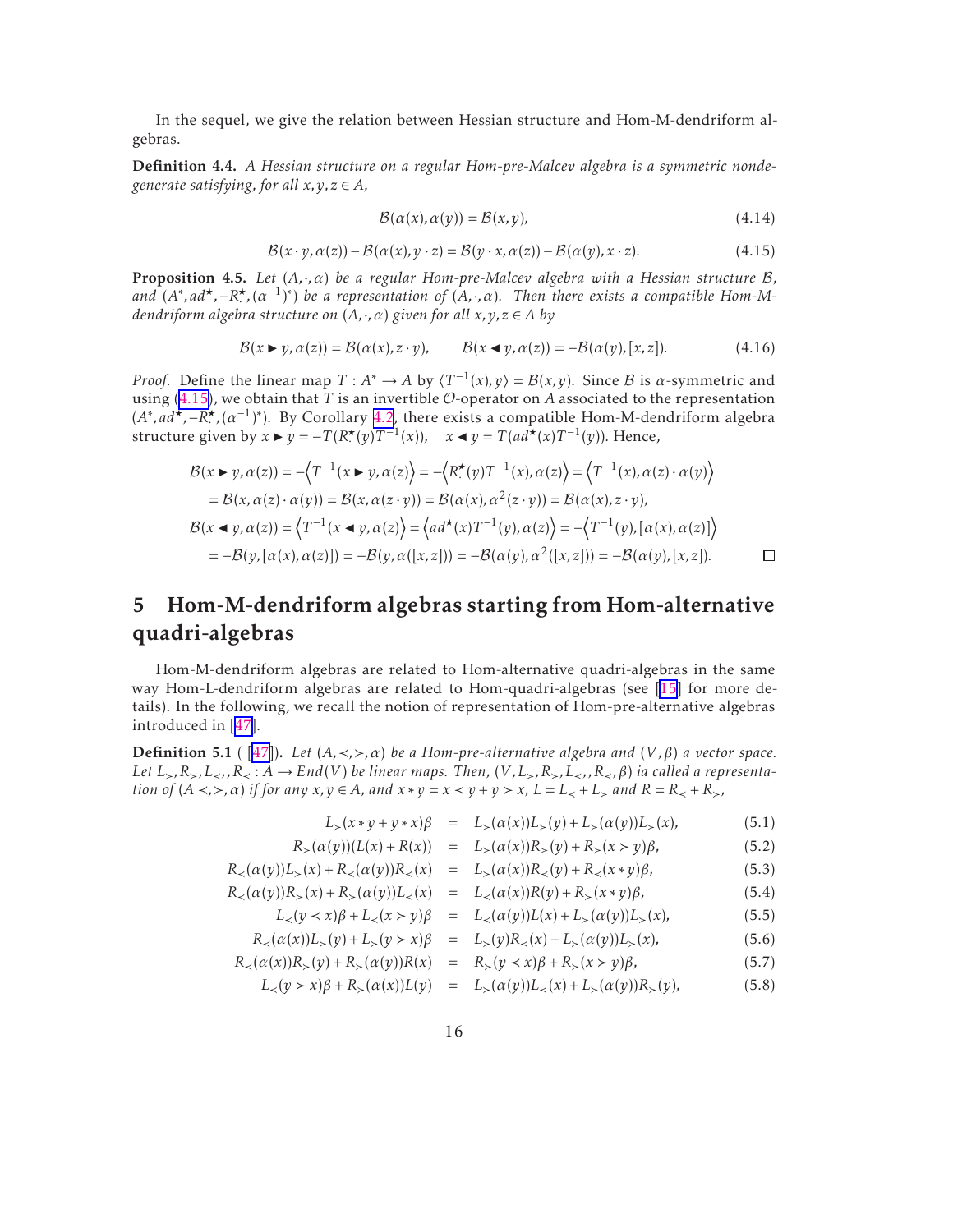In the sequel, we give the relation between Hessian structure and Hom-M-dendriform algebras.

**Definition 4.4.** *A Hessian structure on a regular Hom-pre-Malcev algebra is a symmetric nondegenerate satisfying, for all $x,y,z \in A$,*

$$\mathcal{B}(\alpha(x),\alpha(y)) = \mathcal{B}(x,y), \tag{4.14}$$

$$\mathcal{B}(x\cdot y,\alpha(z)) - \mathcal{B}(\alpha(x), y\cdot z) = \mathcal{B}(y\cdot x,\alpha(z)) - \mathcal{B}(\alpha(y), x\cdot z). \tag{4.15}$$

**Proposition 4.5.** *Let $(A,\cdot,\alpha)$ be a regular Hom-pre-Malcev algebra with a Hessian structure $\mathcal{B}$, and $(A^*, ad^\star, -R^\star_\cdot, (\alpha^{-1})^*)$ be a representation of $(A,\cdot,\alpha)$. Then there exists a compatible Hom-M-dendriform algebra structure on $(A,\cdot,\alpha)$ given for all $x,y,z\in A$ by*

$$\mathcal{B}(x \blacktriangleright y, \alpha(z)) = \mathcal{B}(\alpha(x), z\cdot y), \qquad \mathcal{B}(x\blacktriangleleft y,\alpha(z)) = -\mathcal{B}(\alpha(y),[x,z]). \tag{4.16}$$

*Proof.* Define the linear map $T : A^* \to A$ by $\langle T^{-1}(x), y\rangle = \mathcal{B}(x,y)$. Since $\mathcal{B}$ is $\alpha$-symmetric and using (4.15), we obtain that $T$ is an invertible $\mathcal{O}$-operator on $A$ associated to the representation $(A^*, ad^\star, -R^\star_\cdot, (\alpha^{-1})^*)$. By Corollary 4.2, there exists a compatible Hom-M-dendriform algebra structure given by $x\blacktriangleright y = -T(R^\star_\cdot(y)T^{-1}(x))$, $\quad x\blacktriangleleft y = T(ad^\star(x)T^{-1}(y))$. Hence,

$$\begin{aligned}
\mathcal{B}(x\blacktriangleright y,\alpha(z)) &= -\left\langle T^{-1}(x\blacktriangleright y),\alpha(z)\right\rangle = -\left\langle R^\star_\cdot(y)T^{-1}(x),\alpha(z)\right\rangle = \left\langle T^{-1}(x), \alpha(z)\cdot\alpha(y)\right\rangle\\
&= \mathcal{B}(x,\alpha(z)\cdot\alpha(y)) = \mathcal{B}(x,\alpha(z\cdot y)) = \mathcal{B}(\alpha(x),\alpha^2(z\cdot y)) = \mathcal{B}(\alpha(x), z\cdot y),\\
\mathcal{B}(x\blacktriangleleft y,\alpha(z)) &= \left\langle T^{-1}(x\blacktriangleleft y),\alpha(z)\right\rangle = \left\langle ad^\star(x)T^{-1}(y),\alpha(z)\right\rangle = -\left\langle T^{-1}(y),[\alpha(x),\alpha(z)]\right\rangle\\
&= -\mathcal{B}(y,[\alpha(x),\alpha(z)]) = -\mathcal{B}(y,\alpha([x,z])) = -\mathcal{B}(\alpha(y),\alpha^2([x,z])) = -\mathcal{B}(\alpha(y),[x,z]).
\end{aligned}$$

$\square$

# 5 Hom-M-dendriform algebras starting from Hom-alternative quadri-algebras

Hom-M-dendriform algebras are related to Hom-alternative quadri-algebras in the same way Hom-L-dendriform algebras are related to Hom-quadri-algebras (see [15] for more details). In the following, we recall the notion of representation of Hom-pre-alternative algebras introduced in [47].

**Definition 5.1** ( [47]). *Let $(A,\prec,\succ,\alpha)$ be a Hom-pre-alternative algebra and $(V,\beta)$ a vector space. Let $L_\succ, R_\succ, L_\prec, R_\prec : A\to End(V)$ be linear maps. Then, $(V, L_\succ, R_\succ, L_\prec, R_\prec,\beta)$ ia called a representation of $(A\prec,\succ,\alpha)$ if for any $x,y\in A$, and $x*y = x\prec y + y\succ x$, $L = L_\prec + L_\succ$ and $R = R_\prec + R_\succ$,*

$$\begin{aligned}
L_\succ(x*y+y*x)\beta &= L_\succ(\alpha(x))L_\succ(y) + L_\succ(\alpha(y))L_\succ(x), &(5.1)\\
R_\succ(\alpha(y))(L(x)+R(x)) &= L_\succ(\alpha(x))R_\succ(y) + R_\succ(x\succ y)\beta, &(5.2)\\
R_\prec(\alpha(y))L_\succ(x) + R_\prec(\alpha(y))R_\prec(x) &= L_\succ(\alpha(x))R_\prec(y) + R_\prec(x*y)\beta, &(5.3)\\
R_\prec(\alpha(y))R_\succ(x) + R_\succ(\alpha(y))L_\prec(x) &= L_\prec(\alpha(x))R(y) + R_\succ(x*y)\beta, &(5.4)\\
L_\prec(y\prec x)\beta + L_\prec(x\succ y)\beta &= L_\prec(\alpha(y))L(x) + L_\succ(\alpha(y))L_\succ(x), &(5.5)\\
R_\prec(\alpha(x))L_\succ(y) + L_\succ(y\succ x)\beta &= L_\succ(y)R_\prec(x) + L_\succ(\alpha(y))L_\succ(x), &(5.6)\\
R_\prec(\alpha(x))R_\succ(y) + R_\succ(\alpha(y))R(x) &= R_\succ(y\prec x)\beta + R_\succ(x\succ y)\beta, &(5.7)\\
L_\prec(y\succ x)\beta + R_\succ(\alpha(x))L(y) &= L_\succ(\alpha(y))L_\prec(x) + L_\succ(\alpha(y))R_\succ(y), &(5.8)
\end{aligned}$$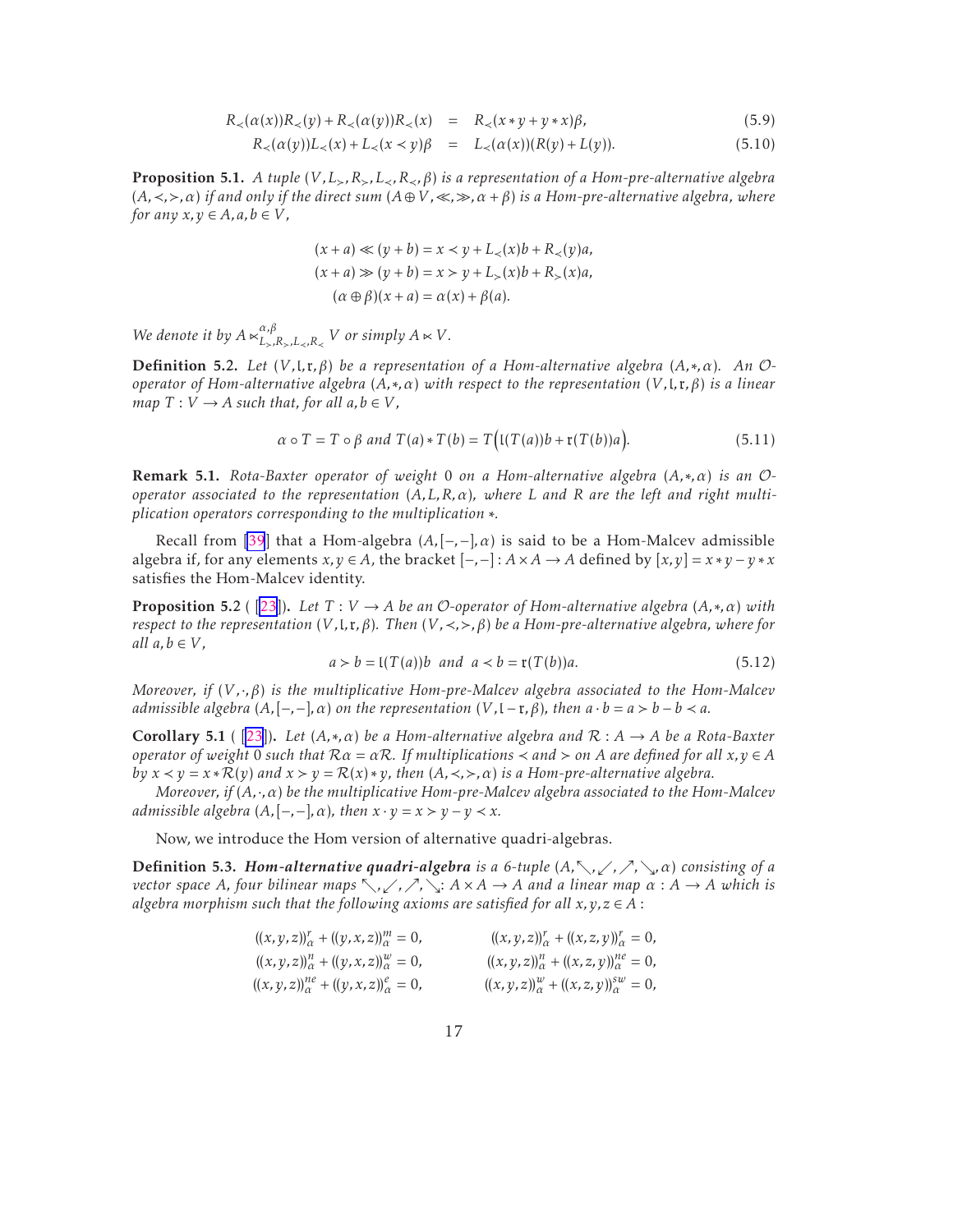$$
\begin{aligned}
R_{\prec}(\alpha(x))R_{\prec}(y)+R_{\prec}(\alpha(y))R_{\prec}(x) &= R_{\prec}(x*y+y*x)\beta, && (5.9)\\
R_{\prec}(\alpha(y))L_{\prec}(x)+L_{\prec}(x\prec y)\beta &= L_{\prec}(\alpha(x))(R(y)+L(y)). && (5.10)
\end{aligned}
$$

**Proposition 5.1.** *A tuple $(V,L_{\succ},R_{\succ},L_{\prec},R_{\prec},\beta)$ is a representation of a Hom-pre-alternative algebra $(A,\prec,\succ,\alpha)$ if and only if the direct sum $(A\oplus V,\ll,\gg,\alpha+\beta)$ is a Hom-pre-alternative algebra, where for any $x,y\in A, a,b\in V$,*

$$
\begin{aligned}
(x+a)\ll(y+b) &= x\prec y+L_{\prec}(x)b+R_{\prec}(y)a,\\
(x+a)\gg(y+b) &= x\succ y+L_{\succ}(x)b+R_{\succ}(x)a,\\
(\alpha\oplus\beta)(x+a) &= \alpha(x)+\beta(a).
\end{aligned}
$$

*We denote it by $A\ltimes^{\alpha,\beta}_{L_{\succ},R_{\succ},L_{\prec},R_{\prec}} V$ or simply $A\ltimes V$.*

**Definition 5.2.** *Let $(V,\mathfrak{l},\mathfrak{r},\beta)$ be a representation of a Hom-alternative algebra $(A,*,\alpha)$. An $\mathcal{O}$-operator of Hom-alternative algebra $(A,*,\alpha)$ with respect to the representation $(V,\mathfrak{l},\mathfrak{r},\beta)$ is a linear map $T:V\to A$ such that, for all $a,b\in V$,*

$$
\alpha\circ T=T\circ\beta \text{ and } T(a)*T(b)=T\Big(\mathfrak{l}(T(a))b+\mathfrak{r}(T(b))a\Big). \tag{5.11}
$$

**Remark 5.1.** *Rota-Baxter operator of weight 0 on a Hom-alternative algebra $(A,*,\alpha)$ is an $\mathcal{O}$-operator associated to the representation $(A,L,R,\alpha)$, where $L$ and $R$ are the left and right multiplication operators corresponding to the multiplication $*$.*

Recall from [39] that a Hom-algebra $(A,[-,-],\alpha)$ is said to be a Hom-Malcev admissible algebra if, for any elements $x,y\in A$, the bracket $[-,-]:A\times A\to A$ defined by $[x,y]=x*y-y*x$ satisfies the Hom-Malcev identity.

**Proposition 5.2** ([23])**.** *Let $T:V\to A$ be an $\mathcal{O}$-operator of Hom-alternative algebra $(A,*,\alpha)$ with respect to the representation $(V,\mathfrak{l},\mathfrak{r},\beta)$. Then $(V,\prec,\succ,\beta)$ be a Hom-pre-alternative algebra, where for all $a,b\in V$,*

$$
a\succ b=\mathfrak{l}(T(a))b \ \text{ and } \ a\prec b=\mathfrak{r}(T(b))a. \tag{5.12}
$$

*Moreover, if $(V,\cdot,\beta)$ is the multiplicative Hom-pre-Malcev algebra associated to the Hom-Malcev admissible algebra $(A,[-,-],\alpha)$ on the representation $(V,\mathfrak{l}-\mathfrak{r},\beta)$, then $a\cdot b=a\succ b-b\prec a$.*

**Corollary 5.1** ([23])**.** *Let $(A,*,\alpha)$ be a Hom-alternative algebra and $\mathcal{R}:A\to A$ be a Rota-Baxter operator of weight 0 such that $\mathcal{R}\alpha=\alpha\mathcal{R}$. If multiplications $\prec$ and $\succ$ on $A$ are defined for all $x,y\in A$ by $x\prec y=x*\mathcal{R}(y)$ and $x\succ y=\mathcal{R}(x)*y$, then $(A,\prec,\succ,\alpha)$ is a Hom-pre-alternative algebra.*

*Moreover, if $(A,\cdot,\alpha)$ be the multiplicative Hom-pre-Malcev algebra associated to the Hom-Malcev admissible algebra $(A,[-,-],\alpha)$, then $x\cdot y=x\succ y-y\prec x$.*

Now, we introduce the Hom version of alternative quadri-algebras.

**Definition 5.3.** ***Hom-alternative quadri-algebra*** *is a 6-tuple $(A,\nwarrow,\swarrow,\nearrow,\searrow,\alpha)$ consisting of a vector space $A$, four bilinear maps $\nwarrow,\swarrow,\nearrow,\searrow: A\times A\to A$ and a linear map $\alpha:A\to A$ which is algebra morphism such that the following axioms are satisfied for all $x,y,z\in A$ :*

$$
\begin{aligned}
&((x,y,z))^{r}_{\alpha}+((y,x,z))^{m}_{\alpha}=0, && ((x,y,z))^{r}_{\alpha}+((x,z,y))^{r}_{\alpha}=0,\\
&((x,y,z))^{n}_{\alpha}+((y,x,z))^{w}_{\alpha}=0, && ((x,y,z))^{n}_{\alpha}+((x,z,y))^{ne}_{\alpha}=0,\\
&((x,y,z))^{ne}_{\alpha}+((y,x,z))^{e}_{\alpha}=0, && ((x,y,z))^{w}_{\alpha}+((x,z,y))^{sw}_{\alpha}=0,
\end{aligned}
$$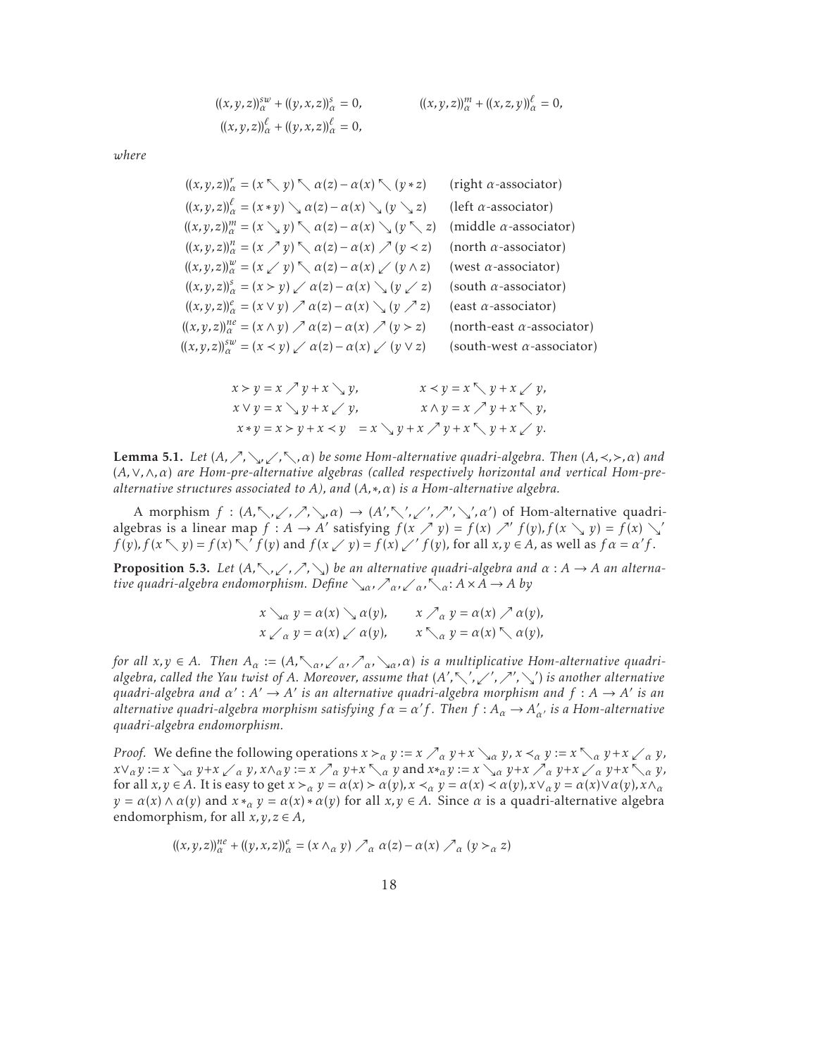$$((x,y,z))^{sw}_\alpha + ((y,x,z))^{s}_\alpha = 0, \qquad ((x,y,z))^{m}_\alpha + ((x,z,y))^{\ell}_\alpha = 0,$$
$$((x,y,z))^{\ell}_\alpha + ((y,x,z))^{\ell}_\alpha = 0,$$

*where*

$$\begin{aligned}
((x,y,z))^{r}_\alpha &= (x \nwarrow y) \nwarrow \alpha(z) - \alpha(x) \nwarrow (y * z) && \text{(right } \alpha\text{-associator)}\\
((x,y,z))^{\ell}_\alpha &= (x * y) \searrow \alpha(z) - \alpha(x) \searrow (y \searrow z) && \text{(left } \alpha\text{-associator)}\\
((x,y,z))^{m}_\alpha &= (x \searrow y) \nwarrow \alpha(z) - \alpha(x) \searrow (y \nwarrow z) && \text{(middle } \alpha\text{-associator)}\\
((x,y,z))^{n}_\alpha &= (x \nearrow y) \nwarrow \alpha(z) - \alpha(x) \nearrow (y \prec z) && \text{(north } \alpha\text{-associator)}\\
((x,y,z))^{w}_\alpha &= (x \swarrow y) \nwarrow \alpha(z) - \alpha(x) \swarrow (y \wedge z) && \text{(west } \alpha\text{-associator)}\\
((x,y,z))^{s}_\alpha &= (x \succ y) \swarrow \alpha(z) - \alpha(x) \searrow (y \swarrow z) && \text{(south } \alpha\text{-associator)}\\
((x,y,z))^{e}_\alpha &= (x \vee y) \nearrow \alpha(z) - \alpha(x) \searrow (y \nearrow z) && \text{(east } \alpha\text{-associator)}\\
((x,y,z))^{ne}_\alpha &= (x \wedge y) \nearrow \alpha(z) - \alpha(x) \nearrow (y \succ z) && \text{(north-east } \alpha\text{-associator)}\\
((x,y,z))^{sw}_\alpha &= (x \prec y) \swarrow \alpha(z) - \alpha(x) \swarrow (y \vee z) && \text{(south-west } \alpha\text{-associator)}
\end{aligned}$$

$$x \succ y = x \nearrow y + x \searrow y, \qquad x \prec y = x \nwarrow y + x \swarrow y,$$
$$x \vee y = x \searrow y + x \swarrow y, \qquad x \wedge y = x \nearrow y + x \nwarrow y,$$
$$x * y = x \succ y + x \prec y \;\; = x \searrow y + x \nearrow y + x \nwarrow y + x \swarrow y.$$

**Lemma 5.1.** *Let $(A, \nearrow, \searrow, \swarrow, \nwarrow, \alpha)$ be some Hom-alternative quadri-algebra. Then $(A, \prec, \succ, \alpha)$ and $(A, \vee, \wedge, \alpha)$ are Hom-pre-alternative algebras (called respectively horizontal and vertical Hom-pre-alternative structures associated to $A$), and $(A, *, \alpha)$ is a Hom-alternative algebra.*

A morphism $f : (A, \nwarrow, \swarrow, \nearrow, \searrow, \alpha) \to (A', \nwarrow', \swarrow', \nearrow', \searrow', \alpha')$ of Hom-alternative quadri-algebras is a linear map $f : A \to A'$ satisfying $f(x \nearrow y) = f(x) \nearrow' f(y), f(x \searrow y) = f(x) \searrow' f(y), f(x \nwarrow y) = f(x) \nwarrow' f(y)$ and $f(x \swarrow y) = f(x) \swarrow' f(y)$, for all $x, y \in A$, as well as $f\alpha = \alpha' f$.

**Proposition 5.3.** *Let $(A, \nwarrow, \swarrow, \nearrow, \searrow)$ be an alternative quadri-algebra and $\alpha : A \to A$ an alternative quadri-algebra endomorphism. Define $\searrow_\alpha, \nearrow_\alpha, \swarrow_\alpha, \nwarrow_\alpha : A \times A \to A$ by*

$$x \searrow_\alpha y = \alpha(x) \searrow \alpha(y), \qquad x \nearrow_\alpha y = \alpha(x) \nearrow \alpha(y),$$
$$x \swarrow_\alpha y = \alpha(x) \swarrow \alpha(y), \qquad x \nwarrow_\alpha y = \alpha(x) \nwarrow \alpha(y),$$

*for all $x, y \in A$. Then $A_\alpha := (A, \nwarrow_\alpha, \swarrow_\alpha, \nearrow_\alpha, \searrow_\alpha, \alpha)$ is a multiplicative Hom-alternative quadri-algebra, called the Yau twist of $A$. Moreover, assume that $(A', \nwarrow', \swarrow', \nearrow', \searrow')$ is another alternative quadri-algebra and $\alpha' : A' \to A'$ is an alternative quadri-algebra morphism and $f : A \to A'$ is an alternative quadri-algebra morphism satisfying $f\alpha = \alpha' f$. Then $f : A_\alpha \to A'_{\alpha'}$ is a Hom-alternative quadri-algebra endomorphism.*

*Proof.* We define the following operations $x \succ_\alpha y := x \nearrow_\alpha y + x \searrow_\alpha y$, $x \prec_\alpha y := x \nwarrow_\alpha y + x \swarrow_\alpha y$, $x \vee_\alpha y := x \searrow_\alpha y + x \swarrow_\alpha y$, $x \wedge_\alpha y := x \nearrow_\alpha y + x \nwarrow_\alpha y$ and $x *_\alpha y := x \searrow_\alpha y + x \nearrow_\alpha y + x \swarrow_\alpha y + x \nwarrow_\alpha y$, for all $x, y \in A$. It is easy to get $x \succ_\alpha y = \alpha(x) \succ \alpha(y), x \prec_\alpha y = \alpha(x) \prec \alpha(y), x \vee_\alpha y = \alpha(x) \vee \alpha(y), x \wedge_\alpha y = \alpha(x) \wedge \alpha(y)$ and $x *_\alpha y = \alpha(x) * \alpha(y)$ for all $x, y \in A$. Since $\alpha$ is a quadri-alternative algebra endomorphism, for all $x, y, z \in A$,

$$((x,y,z))^{ne}_\alpha + ((y,x,z))^{e}_\alpha = (x \wedge_\alpha y) \nearrow_\alpha \alpha(z) - \alpha(x) \nearrow_\alpha (y \succ_\alpha z)$$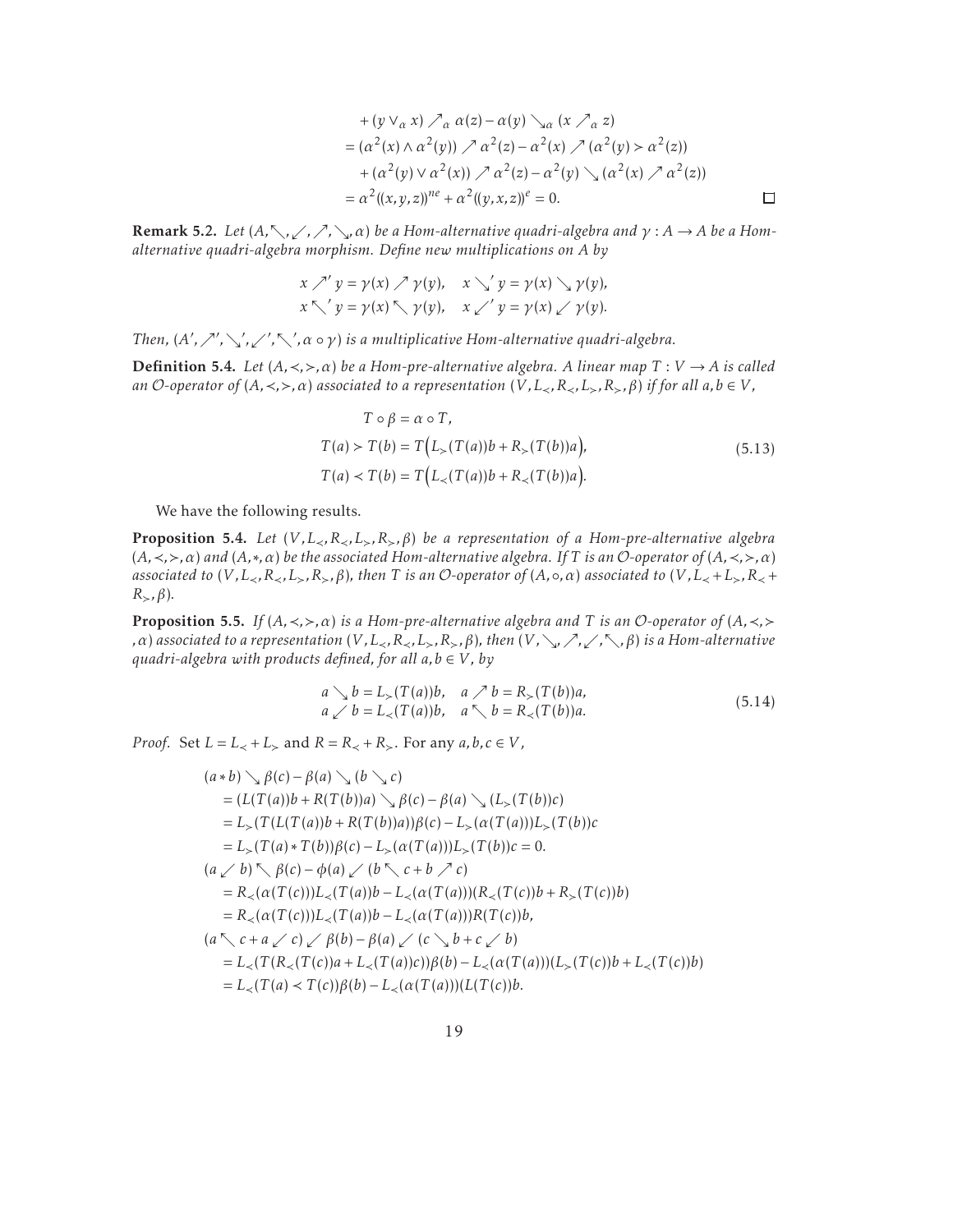$$
\begin{aligned}
&+(y \vee_{\alpha} x) \nearrow_{\alpha} \alpha(z) - \alpha(y) \searrow_{\alpha} (x \nearrow_{\alpha} z) \\
&= (\alpha^2(x) \wedge \alpha^2(y)) \nearrow \alpha^2(z) - \alpha^2(x) \nearrow (\alpha^2(y) \succ \alpha^2(z)) \\
&\quad + (\alpha^2(y) \vee \alpha^2(x)) \nearrow \alpha^2(z) - \alpha^2(y) \searrow (\alpha^2(x) \nearrow \alpha^2(z)) \\
&= \alpha^2((x,y,z))^{ne} + \alpha^2((y,x,z))^{e} = 0.
\end{aligned}
$$

□

**Remark 5.2.** *Let $(A, \nwarrow, \swarrow, \nearrow, \searrow, \alpha)$ be a Hom-alternative quadri-algebra and $\gamma : A \to A$ be a Hom-alternative quadri-algebra morphism. Define new multiplications on $A$ by*

$$
\begin{aligned}
x \nearrow' y = \gamma(x) \nearrow \gamma(y), \quad x \searrow' y = \gamma(x) \searrow \gamma(y), \\
x \nwarrow' y = \gamma(x) \nwarrow \gamma(y), \quad x \swarrow' y = \gamma(x) \swarrow \gamma(y).
\end{aligned}
$$

*Then, $(A', \nearrow', \searrow', \swarrow', \nwarrow', \alpha \circ \gamma)$ is a multiplicative Hom-alternative quadri-algebra.*

**Definition 5.4.** *Let $(A, \prec, \succ, \alpha)$ be a Hom-pre-alternative algebra. A linear map $T : V \to A$ is called an $\mathcal{O}$-operator of $(A, \prec, \succ, \alpha)$ associated to a representation $(V, L_{\prec}, R_{\prec}, L_{\succ}, R_{\succ}, \beta)$ if for all $a, b \in V$,*

$$
\begin{aligned}
T \circ \beta &= \alpha \circ T, \\
T(a) \succ T(b) &= T\Big(L_{\succ}(T(a))b + R_{\succ}(T(b))a\Big), \\
T(a) \prec T(b) &= T\Big(L_{\prec}(T(a))b + R_{\prec}(T(b))a\Big).
\end{aligned}
\tag{5.13}
$$

We have the following results.

**Proposition 5.4.** *Let $(V, L_{\prec}, R_{\prec}, L_{\succ}, R_{\succ}, \beta)$ be a representation of a Hom-pre-alternative algebra $(A, \prec, \succ, \alpha)$ and $(A, *, \alpha)$ be the associated Hom-alternative algebra. If $T$ is an $\mathcal{O}$-operator of $(A, \prec, \succ, \alpha)$ associated to $(V, L_{\prec}, R_{\prec}, L_{\succ}, R_{\succ}, \beta)$, then $T$ is an $\mathcal{O}$-operator of $(A, \circ, \alpha)$ associated to $(V, L_{\prec} + L_{\succ}, R_{\prec} + R_{\succ}, \beta)$.*

**Proposition 5.5.** *If $(A, \prec, \succ, \alpha)$ is a Hom-pre-alternative algebra and $T$ is an $\mathcal{O}$-operator of $(A, \prec, \succ, \alpha)$ associated to a representation $(V, L_{\prec}, R_{\prec}, L_{\succ}, R_{\succ}, \beta)$, then $(V, \searrow, \nearrow, \swarrow, \nwarrow, \beta)$ is a Hom-alternative quadri-algebra with products defined, for all $a, b \in V$, by*

$$
\begin{aligned}
a \searrow b = L_{\succ}(T(a))b, \quad a \nearrow b = R_{\succ}(T(b))a, \\
a \swarrow b = L_{\prec}(T(a))b, \quad a \nwarrow b = R_{\prec}(T(b))a.
\end{aligned}
\tag{5.14}
$$

*Proof.* Set $L = L_{\prec} + L_{\succ}$ and $R = R_{\prec} + R_{\succ}$. For any $a, b, c \in V$,

$$
\begin{aligned}
&(a * b) \searrow \beta(c) - \beta(a) \searrow (b \searrow c) \\
&= (L(T(a))b + R(T(b))a) \searrow \beta(c) - \beta(a) \searrow (L_{\succ}(T(b))c) \\
&= L_{\succ}(T(L(T(a))b + R(T(b))a))\beta(c) - L_{\succ}(\alpha(T(a)))L_{\succ}(T(b))c \\
&= L_{\succ}(T(a) * T(b))\beta(c) - L_{\succ}(\alpha(T(a)))L_{\succ}(T(b))c = 0. \\
&(a \swarrow b) \nwarrow \beta(c) - \phi(a) \swarrow (b \nwarrow c + b \nearrow c) \\
&= R_{\prec}(\alpha(T(c)))L_{\prec}(T(a))b - L_{\prec}(\alpha(T(a)))(R_{\prec}(T(c))b + R_{\succ}(T(c))b) \\
&= R_{\prec}(\alpha(T(c)))L_{\prec}(T(a))b - L_{\prec}(\alpha(T(a)))R(T(c))b, \\
&(a \nwarrow c + a \swarrow c) \swarrow \beta(b) - \beta(a) \swarrow (c \searrow b + c \swarrow b) \\
&= L_{\prec}(T(R_{\prec}(T(c))a + L_{\prec}(T(a))c))\beta(b) - L_{\prec}(\alpha(T(a)))(L_{\succ}(T(c))b + L_{\prec}(T(c))b) \\
&= L_{\prec}(T(a) \prec T(c))\beta(b) - L_{\prec}(\alpha(T(a)))(L(T(c))b.
\end{aligned}
$$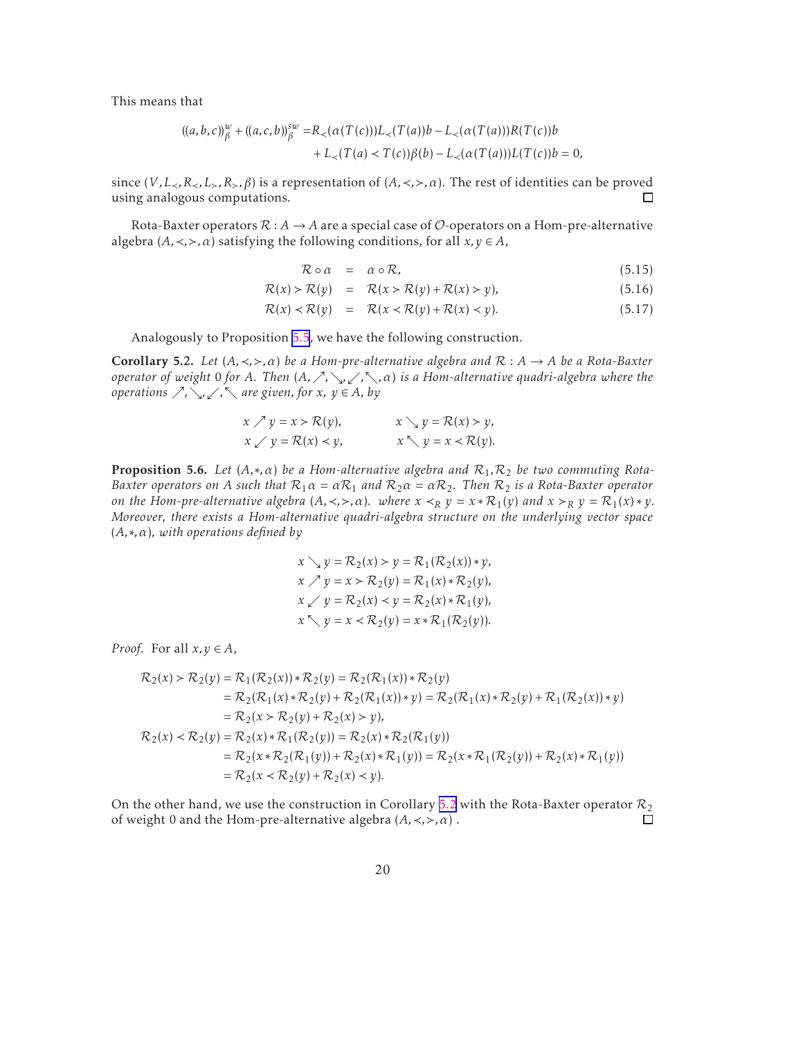This means that

$$
\begin{aligned}
((a,b,c))^{w}_{\beta} + ((a,c,b))^{sw}_{\beta} =& R_{\prec}(\alpha(T(c)))L_{\prec}(T(a))b - L_{\prec}(\alpha(T(a)))R(T(c))b \\
&+ L_{\prec}(T(a) \prec T(c))\beta(b) - L_{\prec}(\alpha(T(a)))L(T(c))b = 0,
\end{aligned}
$$

since $(V, L_{\prec}, R_{\prec}, L_{\succ}, R_{\succ}, \beta)$ is a representation of $(A, \prec, \succ, \alpha)$. The rest of identities can be proved using analogous computations. ☐

Rota-Baxter operators $\mathcal{R}: A \to A$ are a special case of $\mathcal{O}$-operators on a Hom-pre-alternative algebra $(A, \prec, \succ, \alpha)$ satisfying the following conditions, for all $x, y \in A$,

$$
\begin{aligned}
\mathcal{R} \circ \alpha &= \alpha \circ \mathcal{R}, & (5.15)\\
\mathcal{R}(x) \succ \mathcal{R}(y) &= \mathcal{R}(x \succ \mathcal{R}(y) + \mathcal{R}(x) \succ y), & (5.16)\\
\mathcal{R}(x) \prec \mathcal{R}(y) &= \mathcal{R}(x \prec \mathcal{R}(y) + \mathcal{R}(x) \prec y). & (5.17)
\end{aligned}
$$

Analogously to Proposition 5.5, we have the following construction.

**Corollary 5.2.** *Let $(A, \prec, \succ, \alpha)$ be a Hom-pre-alternative algebra and $\mathcal{R}: A \to A$ be a Rota-Baxter operator of weight 0 for $A$. Then $(A, \nearrow, \searrow, \swarrow, \nwarrow, \alpha)$ is a Hom-alternative quadri-algebra where the operations $\nearrow, \searrow, \swarrow, \nwarrow$ are given, for $x, y \in A$, by*

$$
\begin{aligned}
x \nearrow y &= x \succ \mathcal{R}(y), & x \searrow y &= \mathcal{R}(x) \succ y,\\
x \swarrow y &= \mathcal{R}(x) \prec y, & x \nwarrow y &= x \prec \mathcal{R}(y).
\end{aligned}
$$

**Proposition 5.6.** *Let $(A, *, \alpha)$ be a Hom-alternative algebra and $\mathcal{R}_1, \mathcal{R}_2$ be two commuting Rota-Baxter operators on $A$ such that $\mathcal{R}_1\alpha = \alpha\mathcal{R}_1$ and $\mathcal{R}_2\alpha = \alpha\mathcal{R}_2$. Then $\mathcal{R}_2$ is a Rota-Baxter operator on the Hom-pre-alternative algebra $(A, \prec, \succ, \alpha)$. where $x \prec_R y = x * \mathcal{R}_1(y)$ and $x \succ_R y = \mathcal{R}_1(x) * y$. Moreover, there exists a Hom-alternative quadri-algebra structure on the underlying vector space $(A, *, \alpha)$, with operations defined by*

$$
\begin{aligned}
x \searrow y &= \mathcal{R}_2(x) \succ y = \mathcal{R}_1(\mathcal{R}_2(x)) * y,\\
x \nearrow y &= x \succ \mathcal{R}_2(y) = \mathcal{R}_1(x) * \mathcal{R}_2(y),\\
x \swarrow y &= \mathcal{R}_2(x) \prec y = \mathcal{R}_2(x) * \mathcal{R}_1(y),\\
x \nwarrow y &= x \prec \mathcal{R}_2(y) = x * \mathcal{R}_1(\mathcal{R}_2(y)).
\end{aligned}
$$

*Proof.* For all $x, y \in A$,

$$
\begin{aligned}
\mathcal{R}_2(x) \succ \mathcal{R}_2(y) &= \mathcal{R}_1(\mathcal{R}_2(x)) * \mathcal{R}_2(y) = \mathcal{R}_2(\mathcal{R}_1(x)) * \mathcal{R}_2(y)\\
&= \mathcal{R}_2(\mathcal{R}_1(x) * \mathcal{R}_2(y) + \mathcal{R}_2(\mathcal{R}_1(x)) * y) = \mathcal{R}_2(\mathcal{R}_1(x) * \mathcal{R}_2(y) + \mathcal{R}_1(\mathcal{R}_2(x)) * y)\\
&= \mathcal{R}_2(x \succ \mathcal{R}_2(y) + \mathcal{R}_2(x) \succ y),\\
\mathcal{R}_2(x) \prec \mathcal{R}_2(y) &= \mathcal{R}_2(x) * \mathcal{R}_1(\mathcal{R}_2(y)) = \mathcal{R}_2(x) * \mathcal{R}_2(\mathcal{R}_1(y))\\
&= \mathcal{R}_2(x * \mathcal{R}_2(\mathcal{R}_1(y)) + \mathcal{R}_2(x) * \mathcal{R}_1(y)) = \mathcal{R}_2(x * \mathcal{R}_1(\mathcal{R}_2(y)) + \mathcal{R}_2(x) * \mathcal{R}_1(y))\\
&= \mathcal{R}_2(x \prec \mathcal{R}_2(y) + \mathcal{R}_2(x) \prec y).
\end{aligned}
$$

On the other hand, we use the construction in Corollary 5.2 with the Rota-Baxter operator $\mathcal{R}_2$ of weight 0 and the Hom-pre-alternative algebra $(A, \prec, \succ, \alpha)$ . ☐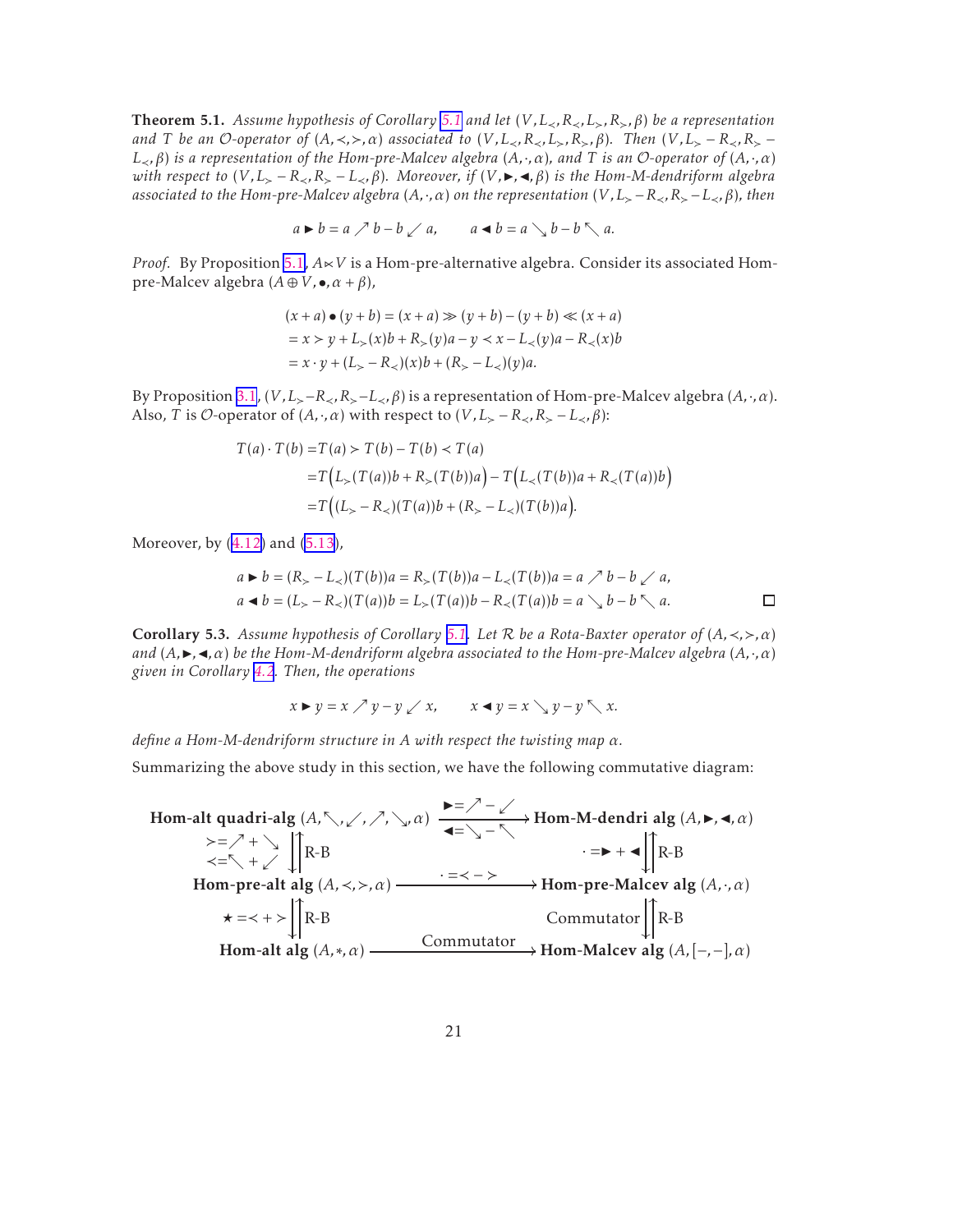**Theorem 5.1.** *Assume hypothesis of Corollary 5.1 and let $(V, L_\prec, R_\prec, L_\succ, R_\succ, \beta)$ be a representation and $T$ be an $\mathcal{O}$-operator of $(A, \prec, \succ, \alpha)$ associated to $(V, L_\prec, R_\prec, L_\succ, R_\succ, \beta)$. Then $(V, L_\succ - R_\prec, R_\succ - L_\prec, \beta)$ is a representation of the Hom-pre-Malcev algebra $(A, \cdot, \alpha)$, and $T$ is an $\mathcal{O}$-operator of $(A, \cdot, \alpha)$ with respect to $(V, L_\succ - R_\prec, R_\succ - L_\prec, \beta)$. Moreover, if $(V, \blacktriangleright, \blacktriangleleft, \beta)$ is the Hom-M-dendriform algebra associated to the Hom-pre-Malcev algebra $(A, \cdot, \alpha)$ on the representation $(V, L_\succ - R_\prec, R_\succ - L_\prec, \beta)$, then*

$$a \blacktriangleright b = a \nearrow b - b \swarrow a, \qquad a \blacktriangleleft b = a \searrow b - b \nwarrow a.$$

*Proof.* By Proposition 5.1, $A \ltimes V$ is a Hom-pre-alternative algebra. Consider its associated Hom-pre-Malcev algebra $(A \oplus V, \bullet, \alpha + \beta)$,

$$\begin{aligned}
(x + a) \bullet (y + b) &= (x + a) \gg (y + b) - (y + b) \ll (x + a) \\
&= x \succ y + L_\succ(x)b + R_\succ(y)a - y \prec x - L_\prec(y)a - R_\prec(x)b \\
&= x \cdot y + (L_\succ - R_\prec)(x)b + (R_\succ - L_\prec)(y)a.
\end{aligned}$$

By Proposition 3.1, $(V, L_\succ - R_\prec, R_\succ - L_\prec, \beta)$ is a representation of Hom-pre-Malcev algebra $(A, \cdot, \alpha)$. Also, $T$ is $\mathcal{O}$-operator of $(A, \cdot, \alpha)$ with respect to $(V, L_\succ - R_\prec, R_\succ - L_\prec, \beta)$:

$$\begin{aligned}
T(a) \cdot T(b) &= T(a) \succ T(b) - T(b) \prec T(a) \\
&= T\Big(L_\succ(T(a))b + R_\succ(T(b))a\Big) - T\Big(L_\prec(T(b))a + R_\prec(T(a))b\Big) \\
&= T\Big((L_\succ - R_\prec)(T(a))b + (R_\succ - L_\prec)(T(b))a\Big).
\end{aligned}$$

Moreover, by (4.12) and (5.13),

$$\begin{aligned}
a \blacktriangleright b &= (R_\succ - L_\prec)(T(b))a = R_\succ(T(b))a - L_\prec(T(b))a = a \nearrow b - b \swarrow a, \\
a \blacktriangleleft b &= (L_\succ - R_\prec)(T(a))b = L_\succ(T(a))b - R_\prec(T(a))b = a \searrow b - b \nwarrow a.
\end{aligned}$$

□

**Corollary 5.3.** *Assume hypothesis of Corollary 5.1. Let $\mathcal{R}$ be a Rota-Baxter operator of $(A, \prec, \succ, \alpha)$ and $(A, \blacktriangleright, \blacktriangleleft, \alpha)$ be the Hom-M-dendriform algebra associated to the Hom-pre-Malcev algebra $(A, \cdot, \alpha)$ given in Corollary 4.2. Then, the operations*

$$x \blacktriangleright y = x \nearrow y - y \swarrow x, \qquad x \blacktriangleleft y = x \searrow y - y \nwarrow x.$$

*define a Hom-M-dendriform structure in $A$ with respect the twisting map $\alpha$.*

Summarizing the above study in this section, we have the following commutative diagram:

$$\begin{array}{ccc}
\textbf{Hom-alt quadri-alg } (A, \nwarrow, \swarrow, \nearrow, \searrow, \alpha) & \xrightarrow[\blacktriangleleft = \searrow - \nwarrow]{\blacktriangleright = \nearrow - \swarrow} & \textbf{Hom-M-dendri alg } (A, \blacktriangleright, \blacktriangleleft, \alpha) \\
{\scriptstyle \succ = \nearrow + \searrow,\ \prec = \nwarrow + \swarrow} \Big\downarrow\Big\uparrow {\scriptstyle \text{R-B}} & & {\scriptstyle \cdot = \blacktriangleright + \blacktriangleleft} \Big\downarrow\Big\uparrow {\scriptstyle \text{R-B}} \\
\textbf{Hom-pre-alt alg } (A, \prec, \succ, \alpha) & \xrightarrow{\cdot = \prec - \succ} & \textbf{Hom-pre-Malcev alg } (A, \cdot, \alpha) \\
{\scriptstyle \star = \prec + \succ} \Big\downarrow\Big\uparrow {\scriptstyle \text{R-B}} & & {\scriptstyle \text{Commutator}} \Big\downarrow\Big\uparrow {\scriptstyle \text{R-B}} \\
\textbf{Hom-alt alg } (A, *, \alpha) & \xrightarrow{\text{Commutator}} & \textbf{Hom-Malcev alg } (A, [-,-], \alpha)
\end{array}$$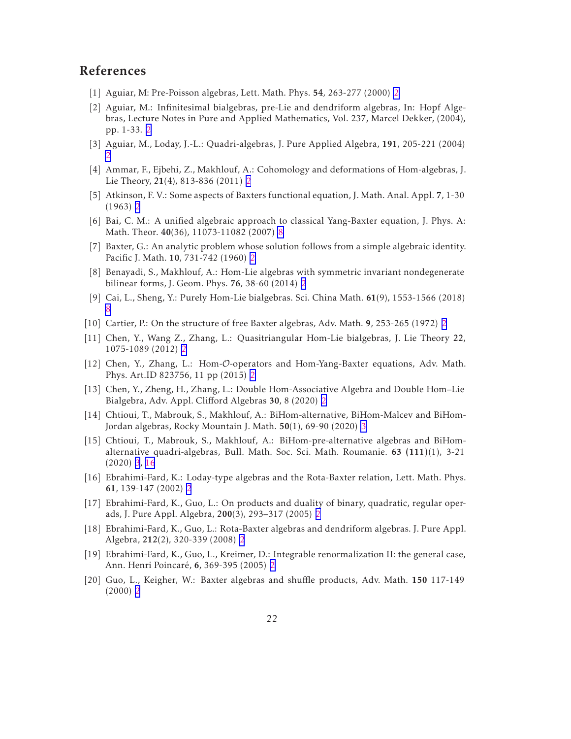## References

[1] Aguiar, M: Pre-Poisson algebras, Lett. Math. Phys. **54**, 263-277 (2000) 2

[2] Aguiar, M.: Infinitesimal bialgebras, pre-Lie and dendriform algebras, In: Hopf Algebras, Lecture Notes in Pure and Applied Mathematics, Vol. 237, Marcel Dekker, (2004), pp. 1-33. 2

[3] Aguiar, M., Loday, J.-L.: Quadri-algebras, J. Pure Applied Algebra, **191**, 205-221 (2004) 2

[4] Ammar, F., Ejbehi, Z., Makhlouf, A.: Cohomology and deformations of Hom-algebras, J. Lie Theory, **21**(4), 813-836 (2011) 2

[5] Atkinson, F. V.: Some aspects of Baxters functional equation, J. Math. Anal. Appl. **7**, 1-30 (1963) 2

[6] Bai, C. M.: A unified algebraic approach to classical Yang-Baxter equation, J. Phys. A: Math. Theor. **40**(36), 11073-11082 (2007) 8

[7] Baxter, G.: An analytic problem whose solution follows from a simple algebraic identity. Pacific J. Math. **10**, 731-742 (1960) 2

[8] Benayadi, S., Makhlouf, A.: Hom-Lie algebras with symmetric invariant nondegenerate bilinear forms, J. Geom. Phys. **76**, 38-60 (2014) 2

[9] Cai, L., Sheng, Y.: Purely Hom-Lie bialgebras. Sci. China Math. **61**(9), 1553-1566 (2018) 8

[10] Cartier, P.: On the structure of free Baxter algebras, Adv. Math. **9**, 253-265 (1972) 2

[11] Chen, Y., Wang Z., Zhang, L.: Quasitriangular Hom-Lie bialgebras, J. Lie Theory **22**, 1075-1089 (2012) 2

[12] Chen, Y., Zhang, L.: Hom-$\mathcal{O}$-operators and Hom-Yang-Baxter equations, Adv. Math. Phys. Art.ID 823756, 11 pp (2015) 2

[13] Chen, Y., Zheng, H., Zhang, L.: Double Hom-Associative Algebra and Double Hom–Lie Bialgebra, Adv. Appl. Clifford Algebras **30**, 8 (2020) 2

[14] Chtioui, T., Mabrouk, S., Makhlouf, A.: BiHom-alternative, BiHom-Malcev and BiHom-Jordan algebras, Rocky Mountain J. Math. **50**(1), 69-90 (2020) 3

[15] Chtioui, T., Mabrouk, S., Makhlouf, A.: BiHom-pre-alternative algebras and BiHom-alternative quadri-algebras, Bull. Math. Soc. Sci. Math. Roumanie. **63 (111)**(1), 3-21 (2020) 3, 16

[16] Ebrahimi-Fard, K.: Loday-type algebras and the Rota-Baxter relation, Lett. Math. Phys. **61**, 139-147 (2002) 2

[17] Ebrahimi-Fard, K., Guo, L.: On products and duality of binary, quadratic, regular operads, J. Pure Appl. Algebra, **200**(3), 293–317 (2005) 2

[18] Ebrahimi-Fard, K., Guo, L.: Rota-Baxter algebras and dendriform algebras. J. Pure Appl. Algebra, **212**(2), 320-339 (2008) 2

[19] Ebrahimi-Fard, K., Guo, L., Kreimer, D.: Integrable renormalization II: the general case, Ann. Henri Poincaré, **6**, 369-395 (2005) 2

[20] Guo, L., Keigher, W.: Baxter algebras and shuffle products, Adv. Math. **150** 117-149 (2000) 2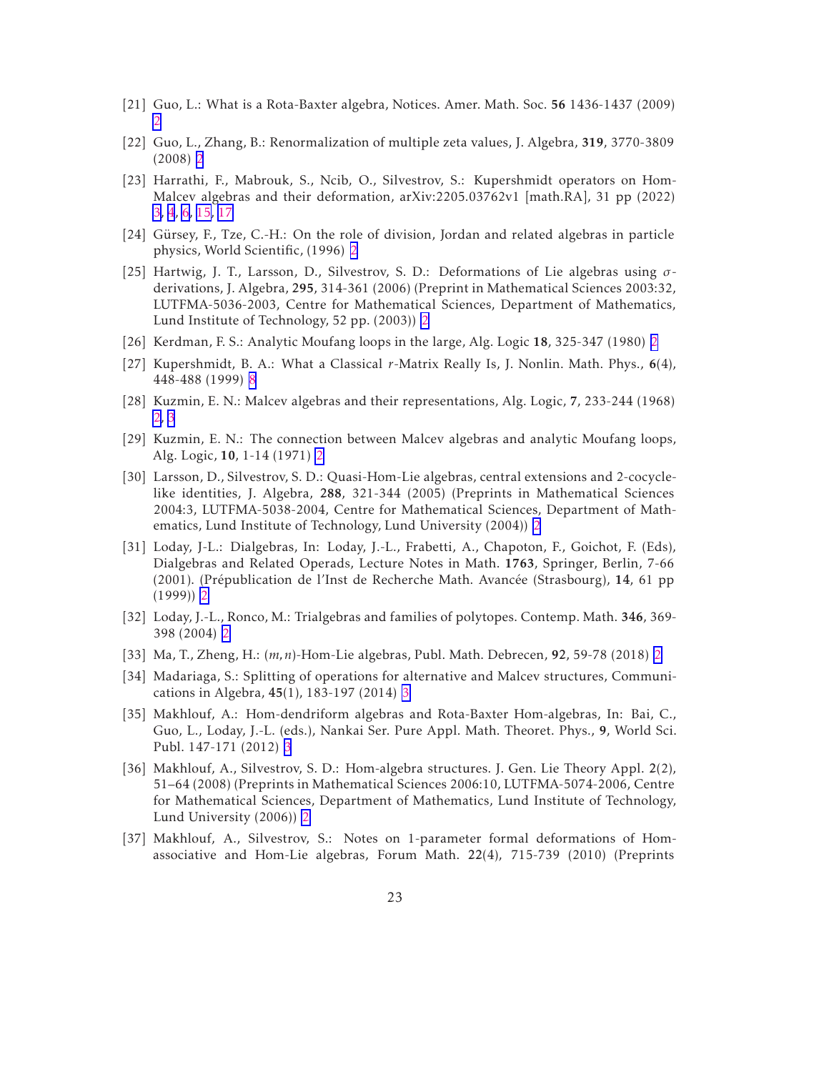[21] Guo, L.: What is a Rota-Baxter algebra, Notices. Amer. Math. Soc. **56** 1436-1437 (2009) 2

[22] Guo, L., Zhang, B.: Renormalization of multiple zeta values, J. Algebra, **319**, 3770-3809 (2008) 2

[23] Harrathi, F., Mabrouk, S., Ncib, O., Silvestrov, S.: Kupershmidt operators on Hom-Malcev algebras and their deformation, arXiv:2205.03762v1 [math.RA], 31 pp (2022) 3, 4, 6, 15, 17

[24] Gürsey, F., Tze, C.-H.: On the role of division, Jordan and related algebras in particle physics, World Scientific, (1996) 2

[25] Hartwig, J. T., Larsson, D., Silvestrov, S. D.: Deformations of Lie algebras using $\sigma$-derivations, J. Algebra, **295**, 314-361 (2006) (Preprint in Mathematical Sciences 2003:32, LUTFMA-5036-2003, Centre for Mathematical Sciences, Department of Mathematics, Lund Institute of Technology, 52 pp. (2003)) 2

[26] Kerdman, F. S.: Analytic Moufang loops in the large, Alg. Logic **18**, 325-347 (1980) 2

[27] Kupershmidt, B. A.: What a Classical $r$-Matrix Really Is, J. Nonlin. Math. Phys., **6**(4), 448-488 (1999) 8

[28] Kuzmin, E. N.: Malcev algebras and their representations, Alg. Logic, **7**, 233-244 (1968) 2, 3

[29] Kuzmin, E. N.: The connection between Malcev algebras and analytic Moufang loops, Alg. Logic, **10**, 1-14 (1971) 2

[30] Larsson, D., Silvestrov, S. D.: Quasi-Hom-Lie algebras, central extensions and 2-cocycle-like identities, J. Algebra, **288**, 321-344 (2005) (Preprints in Mathematical Sciences 2004:3, LUTFMA-5038-2004, Centre for Mathematical Sciences, Department of Mathematics, Lund Institute of Technology, Lund University (2004)) 2

[31] Loday, J-L.: Dialgebras, In: Loday, J.-L., Frabetti, A., Chapoton, F., Goichot, F. (Eds), Dialgebras and Related Operads, Lecture Notes in Math. **1763**, Springer, Berlin, 7-66 (2001). (Prépublication de l'Inst de Recherche Math. Avancée (Strasbourg), **14**, 61 pp (1999)) 2

[32] Loday, J.-L., Ronco, M.: Trialgebras and families of polytopes. Contemp. Math. **346**, 369-398 (2004) 2

[33] Ma, T., Zheng, H.: $(m,n)$-Hom-Lie algebras, Publ. Math. Debrecen, **92**, 59-78 (2018) 2

[34] Madariaga, S.: Splitting of operations for alternative and Malcev structures, Communications in Algebra, **45**(1), 183-197 (2014) 3

[35] Makhlouf, A.: Hom-dendriform algebras and Rota-Baxter Hom-algebras, In: Bai, C., Guo, L., Loday, J.-L. (eds.), Nankai Ser. Pure Appl. Math. Theoret. Phys., **9**, World Sci. Publ. 147-171 (2012) 3

[36] Makhlouf, A., Silvestrov, S. D.: Hom-algebra structures. J. Gen. Lie Theory Appl. **2**(2), 51–64 (2008) (Preprints in Mathematical Sciences 2006:10, LUTFMA-5074-2006, Centre for Mathematical Sciences, Department of Mathematics, Lund Institute of Technology, Lund University (2006)) 2

[37] Makhlouf, A., Silvestrov, S.: Notes on 1-parameter formal deformations of Hom-associative and Hom-Lie algebras, Forum Math. **22**(4), 715-739 (2010) (Preprints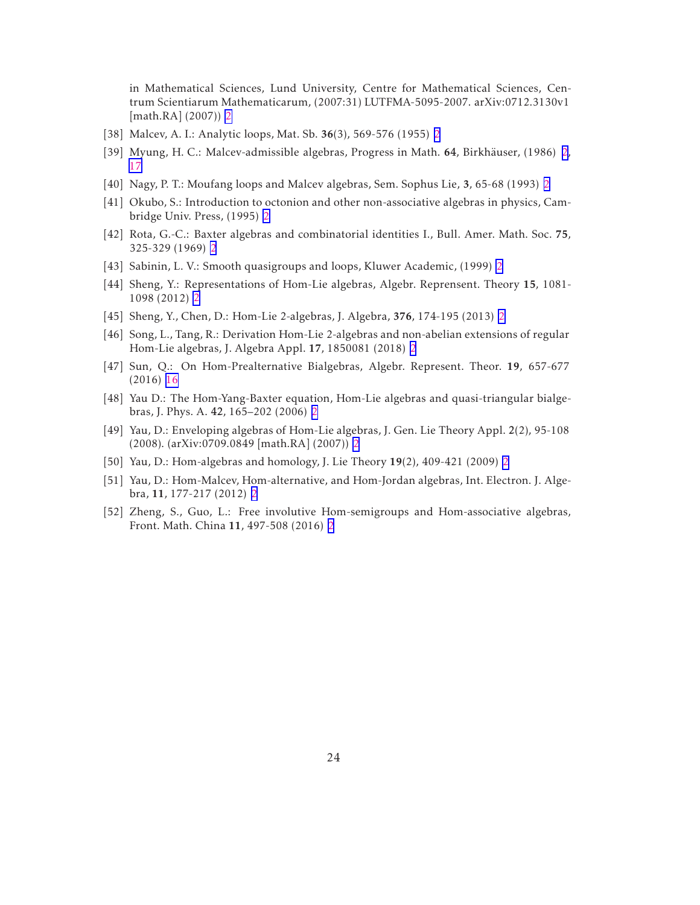in Mathematical Sciences, Lund University, Centre for Mathematical Sciences, Centrum Scientiarum Mathematicarum, (2007:31) LUTFMA-5095-2007. arXiv:0712.3130v1 [math.RA] (2007)) 2

[38] Malcev, A. I.: Analytic loops, Mat. Sb. **36**(3), 569-576 (1955) 2

[39] Myung, H. C.: Malcev-admissible algebras, Progress in Math. **64**, Birkhäuser, (1986) 2, 17

[40] Nagy, P. T.: Moufang loops and Malcev algebras, Sem. Sophus Lie, **3**, 65-68 (1993) 2

[41] Okubo, S.: Introduction to octonion and other non-associative algebras in physics, Cambridge Univ. Press, (1995) 2

[42] Rota, G.-C.: Baxter algebras and combinatorial identities I., Bull. Amer. Math. Soc. **75**, 325-329 (1969) 2

[43] Sabinin, L. V.: Smooth quasigroups and loops, Kluwer Academic, (1999) 2

[44] Sheng, Y.: Representations of Hom-Lie algebras, Algebr. Reprensent. Theory **15**, 1081-1098 (2012) 2

[45] Sheng, Y., Chen, D.: Hom-Lie 2-algebras, J. Algebra, **376**, 174-195 (2013) 2

[46] Song, L., Tang, R.: Derivation Hom-Lie 2-algebras and non-abelian extensions of regular Hom-Lie algebras, J. Algebra Appl. **17**, 1850081 (2018) 2

[47] Sun, Q.: On Hom-Prealternative Bialgebras, Algebr. Represent. Theor. **19**, 657-677 (2016) 16

[48] Yau D.: The Hom-Yang-Baxter equation, Hom-Lie algebras and quasi-triangular bialgebras, J. Phys. A. **42**, 165–202 (2006) 2

[49] Yau, D.: Enveloping algebras of Hom-Lie algebras, J. Gen. Lie Theory Appl. **2**(2), 95-108 (2008). (arXiv:0709.0849 [math.RA] (2007)) 2

[50] Yau, D.: Hom-algebras and homology, J. Lie Theory **19**(2), 409-421 (2009) 2

[51] Yau, D.: Hom-Malcev, Hom-alternative, and Hom-Jordan algebras, Int. Electron. J. Algebra, **11**, 177-217 (2012) 2

[52] Zheng, S., Guo, L.: Free involutive Hom-semigroups and Hom-associative algebras, Front. Math. China **11**, 497-508 (2016) 2